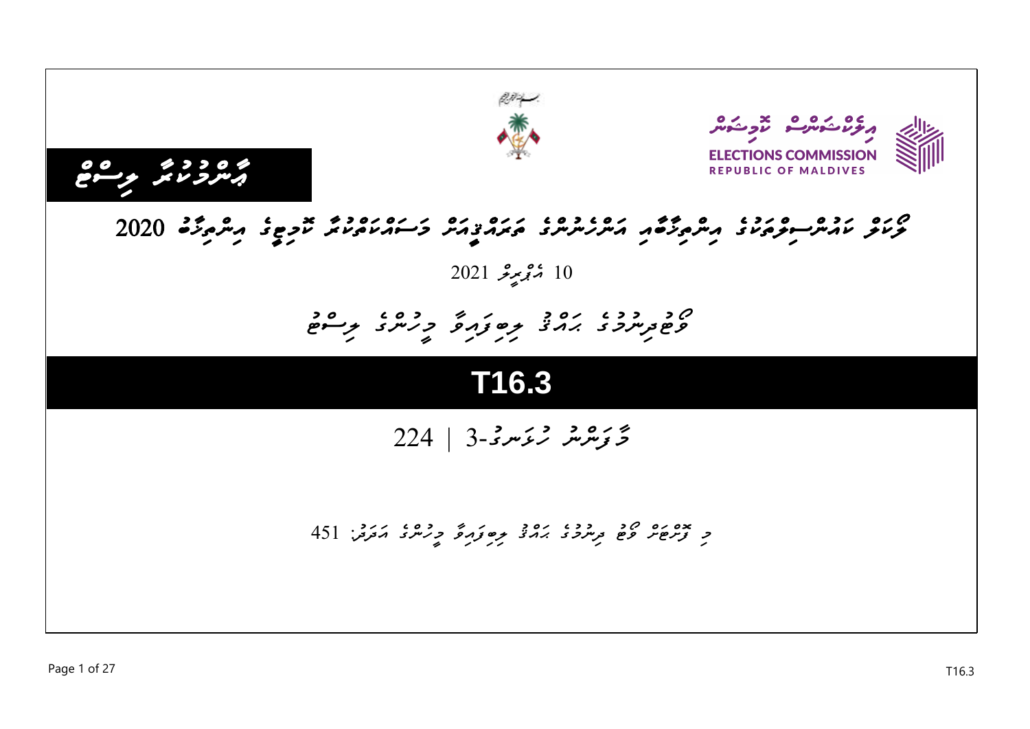އިލެކްޝަންސް ކޮމިޝަން

ELECTIONS COMMISSION
REPUBLIC OF MALDIVES

# އާންމުކުރާ ނަތީޖާ

## ލޯކަލް ކައުންސިލްތަކުގެ އިންތިޚާބާއި އަންހެނުންގެ ތަރައްޤީއަށް މަސައްކަތްކުރާ ކޮމިޓީގެ އިންތިޚާބު 2020

10 އޭޕްރީލް 2021

ވޯޓުދިނުމުގެ ޢަދަދު ލިބިފައިވާ މިންވަރުގެ ނަތީޖާ

# T16.3

މާފަންނު ހުޅަނގު-3 | 224

މި ފޮށީގައި ވޯޓު ދިނުމުގެ ޢަދަދު ލިބިފައިވާ މިންވަރު އަދަދު: 451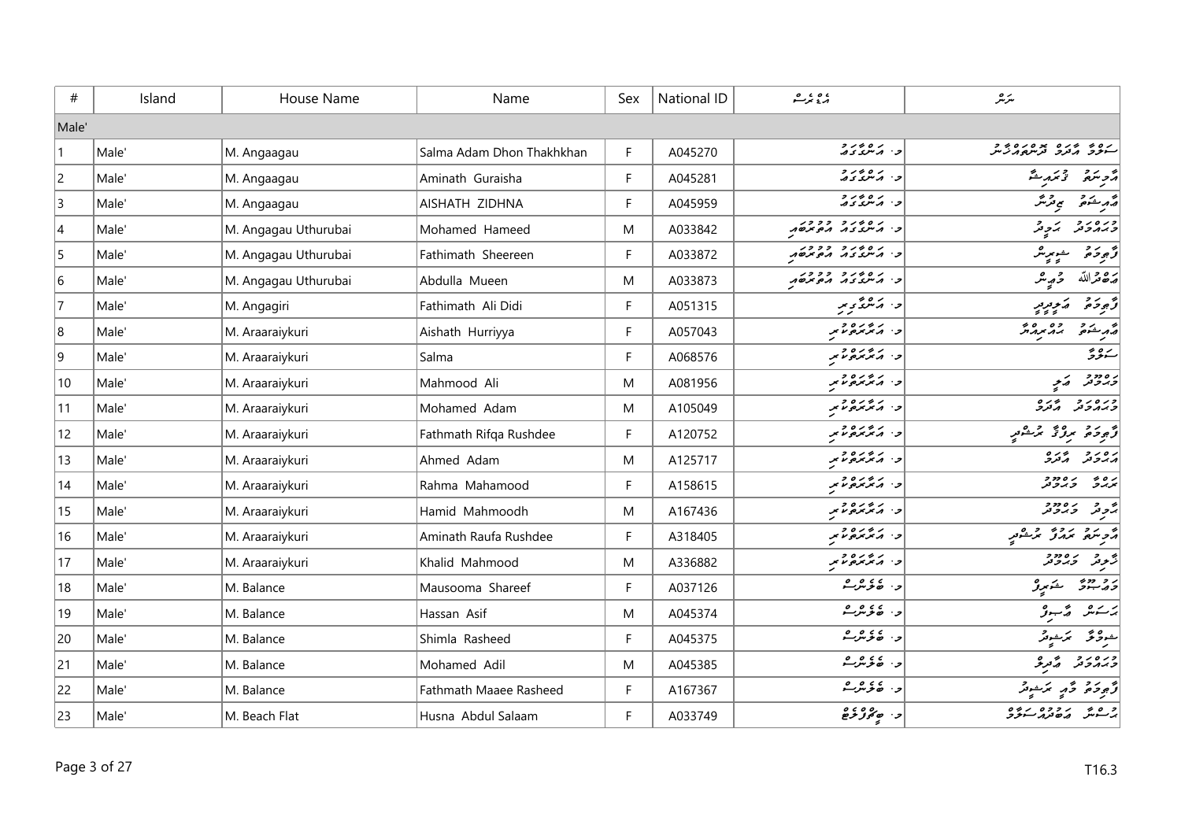| # | Island | House Name | Name | Sex | National ID | ރަށް ގެ | ނަން |
|---|---|---|---|---|---|---|---|
| Male' | | | | | | | |
| 1 | Male' | M. Angaagau | Salma Adam Dhon Thakhkhan | F | A045270 | މ. އަންގާގަމު | ސަލްމާ އާދަމް ދޮންތައްޚާން |
| 2 | Male' | M. Angaagau | Aminath Guraisha | F | A045281 | މ. އަންގާގަމު | އާމިނަތު ގުރައިޝާ |
| 3 | Male' | M. Angaagau | AISHATH ZIDHNA | F | A045959 | މ. އަންގާގަމު | އާއިޝަތު ޒިދްނާ |
| 4 | Male' | M. Angagau Uthurubai | Mohamed Hameed | M | A033842 | މ. އަންގާގަމު އުތުރުބައި | މުޙައްމަދު ހަމީދު |
| 5 | Male' | M. Angagau Uthurubai | Fathimath Sheereen | F | A033872 | މ. އަންގާގަމު އުތުރުބައި | ފާތިމަތު ޝީރީން |
| 6 | Male' | M. Angagau Uthurubai | Abdulla Mueen | M | A033873 | މ. އަންގާގަމު އުތުރުބައި | އަބްދުﷲ މުޢީން |
| 7 | Male' | M. Angagiri | Fathimath Ali Didi | F | A051315 | މ. އަންގާގިރި | ފާތިމަތު އަލިދީދީ |
| 8 | Male' | M. Araaraiykuri | Aishath Hurriyya | F | A057043 | މ. އަރާރައިކުރި | އާއިޝަތު ހުއްރިއްޔާ |
| 9 | Male' | M. Araaraiykuri | Salma | F | A068576 | މ. އަރާރައިކުރި | ސަލްމާ |
| 10 | Male' | M. Araaraiykuri | Mahmood Ali | M | A081956 | މ. އަރާރައިކުރި | މަޙްމޫދު އަލި |
| 11 | Male' | M. Araaraiykuri | Mohamed Adam | M | A105049 | މ. އަރާރައިކުރި | މުޙައްމަދު އާދަމް |
| 12 | Male' | M. Araaraiykuri | Fathmath Rifqa Rushdee | F | A120752 | މ. އަރާރައިކުރި | ފާތިމަތު ރިފްޤާ ރުޝްދީ |
| 13 | Male' | M. Araaraiykuri | Ahmed Adam | M | A125717 | މ. އަރާރައިކުރި | އަޙްމަދު އާދަމް |
| 14 | Male' | M. Araaraiykuri | Rahma Mahamood | F | A158615 | މ. އަރާރައިކުރި | ރަޙްމާ މަޙްމޫދު |
| 15 | Male' | M. Araaraiykuri | Hamid Mahmoodh | M | A167436 | މ. އަރާރައިކުރި | ހާމިދު މަޙްމޫދު |
| 16 | Male' | M. Araaraiykuri | Aminath Raufa Rushdee | F | A318405 | މ. އަރާރައިކުރި | އާމިނަތު ރައުފާ ރުޝްދީ |
| 17 | Male' | M. Araaraiykuri | Khalid Mahmood | M | A336882 | މ. އަރާރައިކުރި | ޚާލިދު މަޙްމޫދު |
| 18 | Male' | M. Balance | Mausooma Shareef | F | A037126 | މ. ބެލެންސް | މައުޞޫމާ ޝަރީފް |
| 19 | Male' | M. Balance | Hassan Asif | M | A045374 | މ. ބެލެންސް | ޙަސަން އާޞިފް |
| 20 | Male' | M. Balance | Shimla Rasheed | F | A045375 | މ. ބެލެންސް | ޝިމްލާ ރަޝީދު |
| 21 | Male' | M. Balance | Mohamed Adil | M | A045385 | މ. ބެލެންސް | މުޙައްމަދު އާދިލް |
| 22 | Male' | M. Balance | Fathmath Maaee Rasheed | F | A167367 | މ. ބެލެންސް | ފާތިމަތު މާއީ ރަޝީދު |
| 23 | Male' | M. Beach Flat | Husna Abdul Salaam | F | A033749 | މ. ބީޗްފްލެޓް | ޙުސްނާ އަބްދުލްސަލާމް |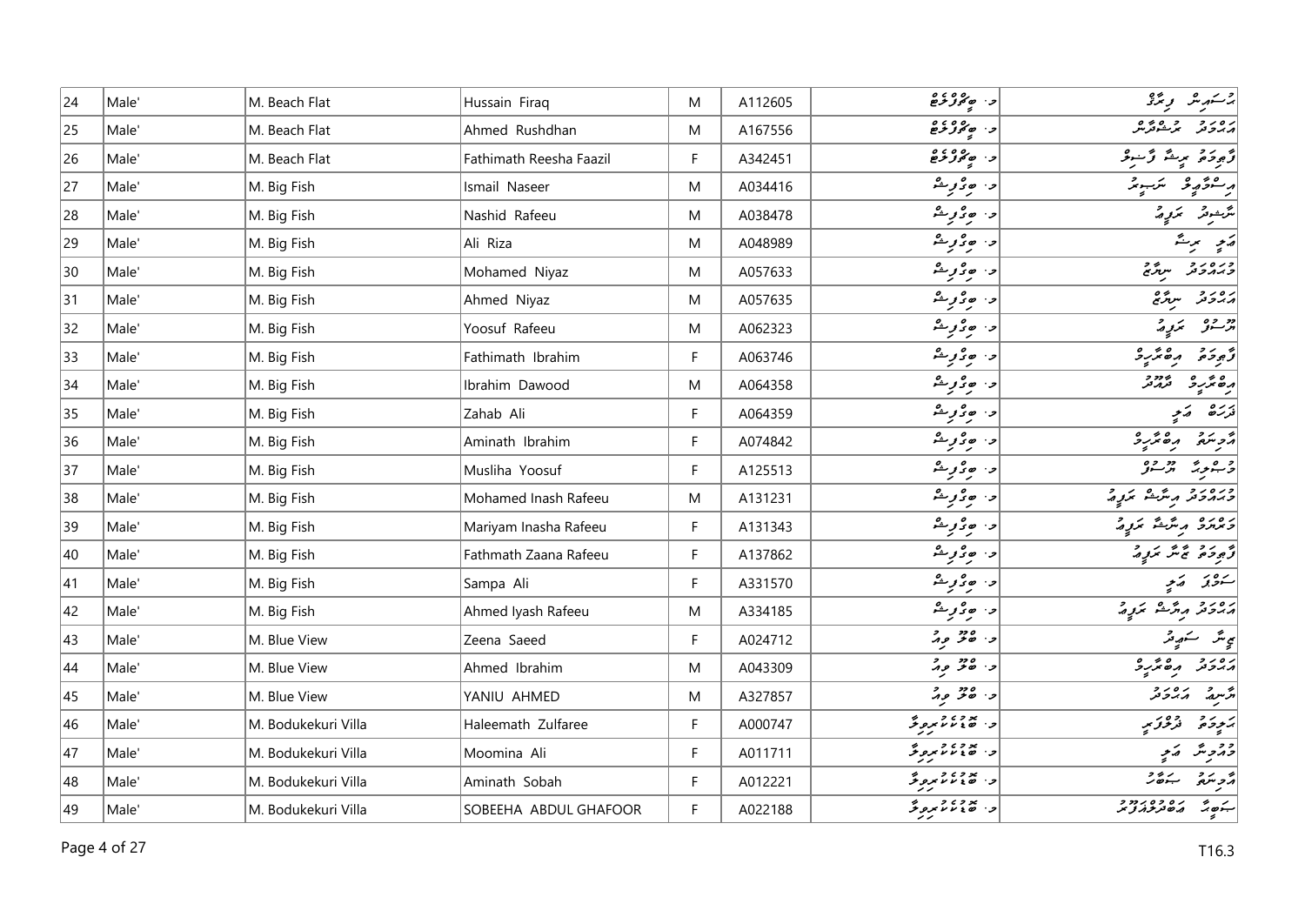| 24 | Male' | M. Beach Flat | Hussain Firaq | M | A112605 | މ. ބީޗްފްލެޓް | ޙުސައިން ފިރާޤު |
|---|---|---|---|---|---|---|---|
| 25 | Male' | M. Beach Flat | Ahmed Rushdhan | M | A167556 | މ. ބީޗްފްލެޓް | އަޙްމަދު ރުޝްދާން |
| 26 | Male' | M. Beach Flat | Fathimath Reesha Faazil | F | A342451 | މ. ބީޗްފްލެޓް | ފާތިމަތު ރީޝާ ފާޒިލް |
| 27 | Male' | M. Big Fish | Ismail Naseer | M | A034416 | މ. ބިގްފިޝް | އިސްމާޢީލް ނަސީރު |
| 28 | Male' | M. Big Fish | Nashid Rafeeu | M | A038478 | މ. ބިގްފިޝް | ނާޝިދު ރަފީޢު |
| 29 | Male' | M. Big Fish | Ali Riza | M | A048989 | މ. ބިގްފިޝް | ޢަލީ ރިޟާ |
| 30 | Male' | M. Big Fish | Mohamed Niyaz | M | A057633 | މ. ބިގްފިޝް | މުޙައްމަދު ނިޔާޒު |
| 31 | Male' | M. Big Fish | Ahmed Niyaz | M | A057635 | މ. ބިގްފިޝް | އަޙްމަދު ނިޔާޒު |
| 32 | Male' | M. Big Fish | Yoosuf Rafeeu | M | A062323 | މ. ބިގްފިޝް | ޔޫސުފް ރަފީޢު |
| 33 | Male' | M. Big Fish | Fathimath Ibrahim | F | A063746 | މ. ބިގްފިޝް | ފާތިމަތު އިބްރާހީމް |
| 34 | Male' | M. Big Fish | Ibrahim Dawood | M | A064358 | މ. ބިގްފިޝް | އިބްރާހީމް ދާއޫދު |
| 35 | Male' | M. Big Fish | Zahab Ali | F | A064359 | މ. ބިގްފިޝް | ޒަހަބް ޢަލީ |
| 36 | Male' | M. Big Fish | Aminath Ibrahim | F | A074842 | މ. ބިގްފިޝް | އާމިނަތު އިބްރާހީމް |
| 37 | Male' | M. Big Fish | Musliha Yoosuf | F | A125513 | މ. ބިގްފިޝް | މުސްލިހާ ޔޫސުފް |
| 38 | Male' | M. Big Fish | Mohamed Inash Rafeeu | M | A131231 | މ. ބިގްފިޝް | މުޙައްމަދު އިނާޝް ރަފީޢު |
| 39 | Male' | M. Big Fish | Mariyam Inasha Rafeeu | F | A131343 | މ. ބިގްފިޝް | މަރިޔަމް އިނާޝާ ރަފީޢު |
| 40 | Male' | M. Big Fish | Fathmath Zaana Rafeeu | F | A137862 | މ. ބިގްފިޝް | ފާތިމަތު ޒާނާ ރަފީޢު |
| 41 | Male' | M. Big Fish | Sampa Ali | F | A331570 | މ. ބިގްފިޝް | ސަމްޕާ ޢަލީ |
| 42 | Male' | M. Big Fish | Ahmed Iyash Rafeeu | M | A334185 | މ. ބިގްފިޝް | އަޙްމަދު އިޔާޝް ރަފީޢު |
| 43 | Male' | M. Blue View | Zeena Saeed | F | A024712 | މ. ބްލޫ ވިއު | ޒީނާ ސަޢީދު |
| 44 | Male' | M. Blue View | Ahmed Ibrahim | M | A043309 | މ. ބްލޫ ވިއު | އަޙްމަދު އިބްރާހީމް |
| 45 | Male' | M. Blue View | YANIU AHMED | M | A327857 | މ. ބްލޫ ވިއު | ޔާނިއު އަޙްމަދު |
| 46 | Male' | M. Bodukekuri Villa | Haleemath Zulfaree | F | A000747 | މ. ބޮޑުކެކުރިވިލާ | ހަލީމަތު ޒުލްފަރީ |
| 47 | Male' | M. Bodukekuri Villa | Moomina Ali | F | A011711 | މ. ބޮޑުކެކުރިވިލާ | މޫމިނާ ޢަލީ |
| 48 | Male' | M. Bodukekuri Villa | Aminath Sobah | F | A012221 | މ. ބޮޑުކެކުރިވިލާ | އާމިނަތު ސަބާހް |
| 49 | Male' | M. Bodukekuri Villa | SOBEEHA ABDUL GHAFOOR | F | A022188 | މ. ބޮޑުކެކުރިވިލާ | ސަބީހާ އަބްދުލްޣަފޫރު |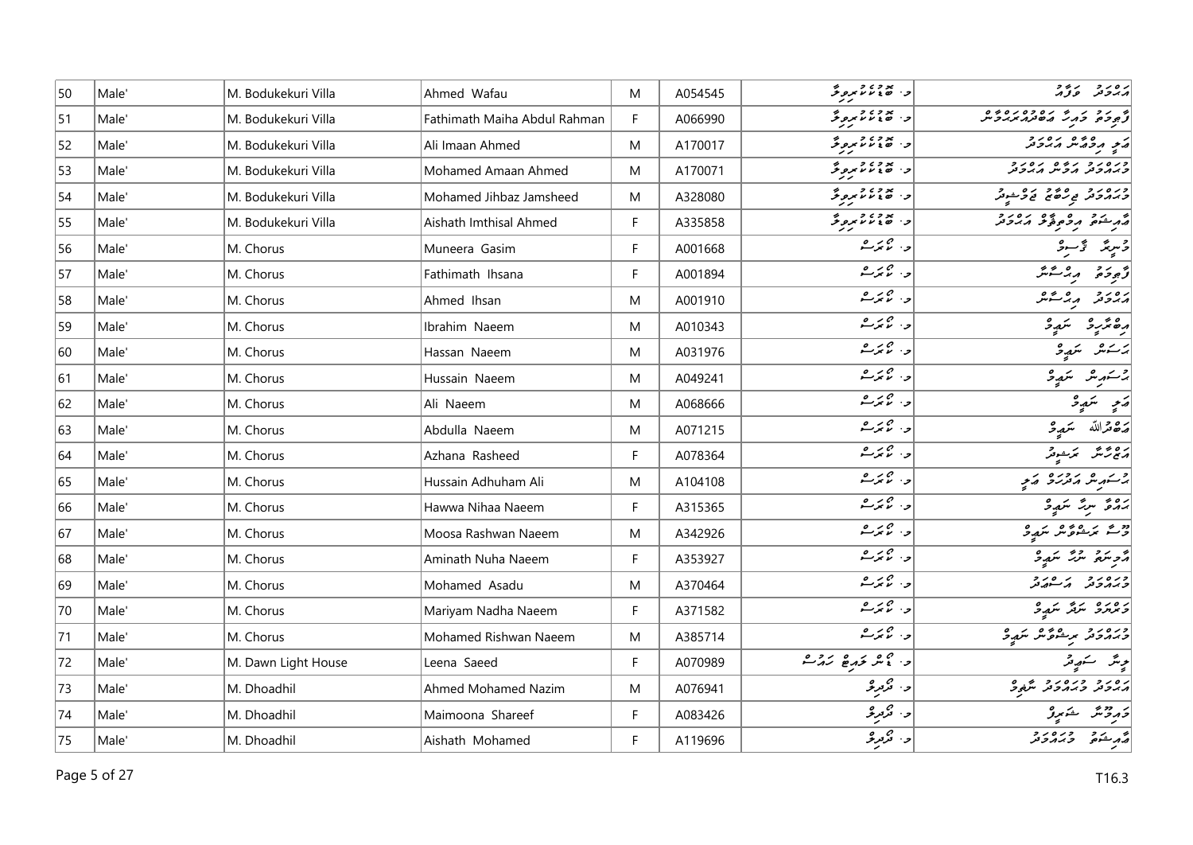| 50 | Male' | M. Bodukekuri Villa | Ahmed Wafau | M | A054545 | މ. ބޮޑުކެކުރިވިލާ | އަޙްމަދު ވަފާއު |
|---|---|---|---|---|---|---|---|
| 51 | Male' | M. Bodukekuri Villa | Fathimath Maiha Abdul Rahman | F | A066990 | މ. ބޮޑުކެކުރިވިލާ | ފާތިމަތު މައިހާ އަބްދުއްރަޙްމާން |
| 52 | Male' | M. Bodukekuri Villa | Ali Imaan Ahmed | M | A170017 | މ. ބޮޑުކެކުރިވިލާ | އަލި އިމާން އަޙްމަދު |
| 53 | Male' | M. Bodukekuri Villa | Mohamed Amaan Ahmed | M | A170071 | މ. ބޮޑުކެކުރިވިލާ | މުޙައްމަދު އަމާން އަޙްމަދު |
| 54 | Male' | M. Bodukekuri Villa | Mohamed Jihbaz Jamsheed | M | A328080 | މ. ބޮޑުކެކުރިވިލާ | މުޙައްމަދު ޖިހްބާޒް ޖަމްޝީދު |
| 55 | Male' | M. Bodukekuri Villa | Aishath Imthisal Ahmed | F | A335858 | މ. ބޮޑުކެކުރިވިލާ | އާއިޝަތު އިމްތިޝާލް އަޙްމަދު |
| 56 | Male' | M. Chorus | Muneera Gasim | F | A001668 | މ. ކޯރަސް | މުނީރާ ޤާސިމް |
| 57 | Male' | M. Chorus | Fathimath Ihsana | F | A001894 | މ. ކޯރަސް | ފާތިމަތު އިޙްސާނާ |
| 58 | Male' | M. Chorus | Ahmed Ihsan | M | A001910 | މ. ކޯރަސް | އަޙްމަދު އިޙްސާން |
| 59 | Male' | M. Chorus | Ibrahim Naeem | M | A010343 | މ. ކޯރަސް | އިބްރާހީމް ނަޢީމް |
| 60 | Male' | M. Chorus | Hassan Naeem | M | A031976 | މ. ކޯރަސް | ޙަސަން ނަޢީމް |
| 61 | Male' | M. Chorus | Hussain Naeem | M | A049241 | މ. ކޯރަސް | ޙުސައިން ނަޢީމް |
| 62 | Male' | M. Chorus | Ali Naeem | M | A068666 | މ. ކޯރަސް | އަލި ނަޢީމް |
| 63 | Male' | M. Chorus | Abdulla Naeem | M | A071215 | މ. ކޯރަސް | އަބްދުﷲ ނަޢީމް |
| 64 | Male' | M. Chorus | Azhana Rasheed | F | A078364 | މ. ކޯރަސް | އަޒްހާނާ ރަޝީދު |
| 65 | Male' | M. Chorus | Hussain Adhuham Ali | M | A104108 | މ. ކޯރަސް | ޙުސައިން އަދުހަމް އަލި |
| 66 | Male' | M. Chorus | Hawwa Nihaa Naeem | F | A315365 | މ. ކޯރަސް | ހައްވާ ނިހާ ނަޢީމް |
| 67 | Male' | M. Chorus | Moosa Rashwan Naeem | M | A342926 | މ. ކޯރަސް | މޫސާ ރަޝްވާން ނަޢީމް |
| 68 | Male' | M. Chorus | Aminath Nuha Naeem | F | A353927 | މ. ކޯރަސް | އާމިނަތު ނުހާ ނަޢީމް |
| 69 | Male' | M. Chorus | Mohamed Asadu | M | A370464 | މ. ކޯރަސް | މުޙައްމަދު އަސަދު |
| 70 | Male' | M. Chorus | Mariyam Nadha Naeem | F | A371582 | މ. ކޯރަސް | މަރިޔަމް ނަދާ ނަޢީމް |
| 71 | Male' | M. Chorus | Mohamed Rishwan Naeem | M | A385714 | މ. ކޯރަސް | މުޙައްމަދު ރިޝްވާން ނަޢީމް |
| 72 | Male' | M. Dawn Light House | Leena Saeed | F | A070989 | މ. ޑޯން ލައިޓް ހައުސް | ލީނާ ސަޢީދު |
| 73 | Male' | M. Dhoadhil | Ahmed Mohamed Nazim | M | A076941 | މ. ދޯދިލް | އަޙްމަދު މުޙައްމަދު ނާޒިމް |
| 74 | Male' | M. Dhoadhil | Maimoona Shareef | F | A083426 | މ. ދޯދިލް | މައިމޫނާ ޝަރީފް |
| 75 | Male' | M. Dhoadhil | Aishath Mohamed | F | A119696 | މ. ދޯދިލް | އާއިޝަތު މުޙައްމަދު |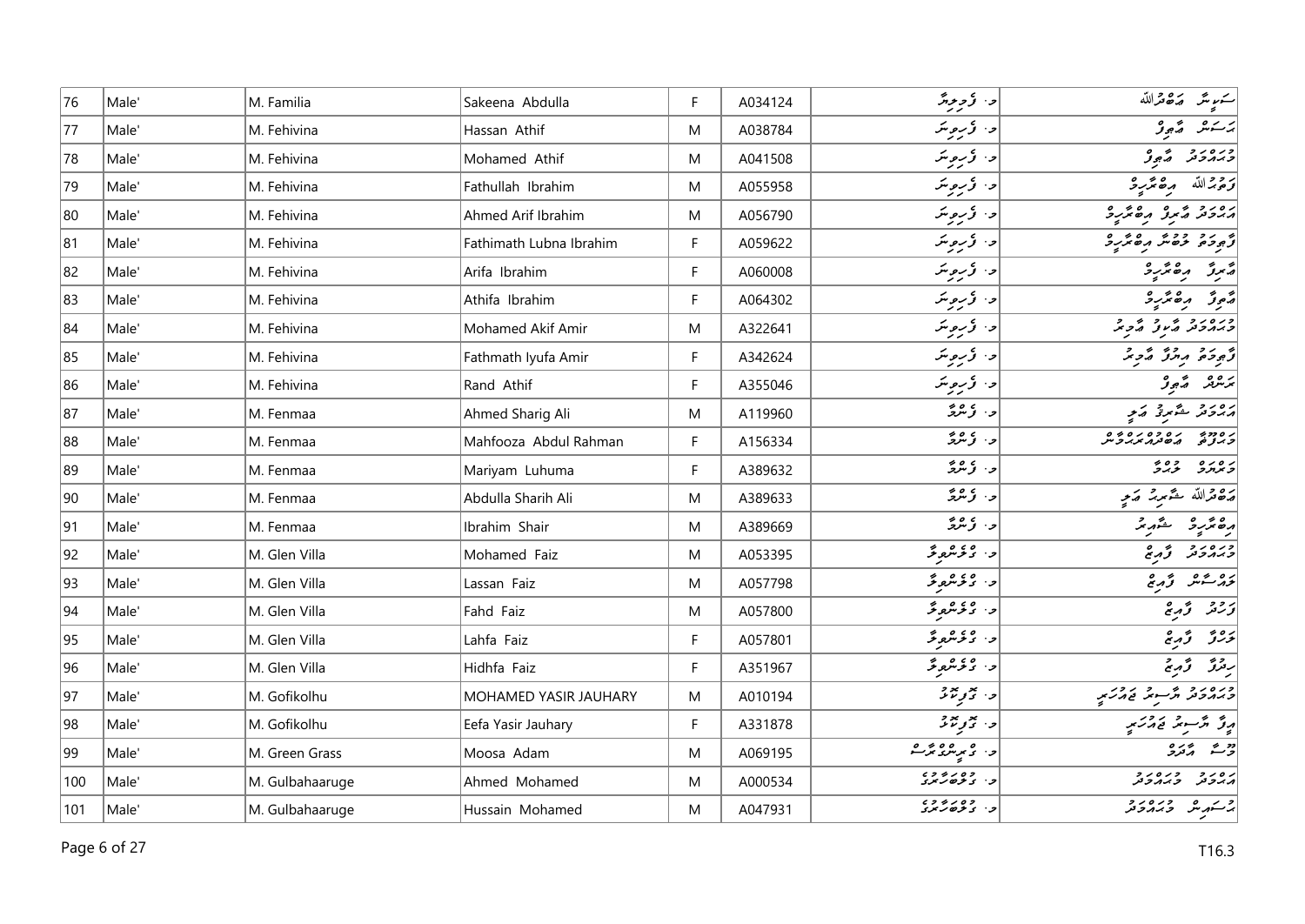| 76 | Male' | M. Familia | Sakeena Abdulla | F | A034124 | މ. ފެމިލިއާ | ސަކީނާ އަބްދުﷲ |
|---|---|---|---|---|---|---|---|
| 77 | Male' | M. Fehivina | Hassan Athif | M | A038784 | މ. ފެހިވިނަ | ހަސަން އާތިފް |
| 78 | Male' | M. Fehivina | Mohamed Athif | M | A041508 | މ. ފެހިވިނަ | މުހައްމަދު އާތިފް |
| 79 | Male' | M. Fehivina | Fathullah Ibrahim | M | A055958 | މ. ފެހިވިނަ | ފަތުހުﷲ އިބްރާހީމް |
| 80 | Male' | M. Fehivina | Ahmed Arif Ibrahim | M | A056790 | މ. ފެހިވިނަ | އަހުމަދު އާރިފް އިބްރާހީމް |
| 81 | Male' | M. Fehivina | Fathimath Lubna Ibrahim | F | A059622 | މ. ފެހިވިނަ | ފާތިމަތު ލުބުނާ އިބްރާހީމް |
| 82 | Male' | M. Fehivina | Arifa Ibrahim | F | A060008 | މ. ފެހިވިނަ | އާރިފާ އިބްރާހީމް |
| 83 | Male' | M. Fehivina | Athifa Ibrahim | F | A064302 | މ. ފެހިވިނަ | އާތިފާ އިބްރާހީމް |
| 84 | Male' | M. Fehivina | Mohamed Akif Amir | M | A322641 | މ. ފެހިވިނަ | މުހައްމަދު އާކިފް އާމިރު |
| 85 | Male' | M. Fehivina | Fathmath Iyufa Amir | F | A342624 | މ. ފެހިވިނަ | ފާތިމަތު އިޔުފާ އާމިރު |
| 86 | Male' | M. Fehivina | Rand Athif | F | A355046 | މ. ފެހިވިނަ | ރަންދް އާތިފް |
| 87 | Male' | M. Fenmaa | Ahmed Sharig Ali | M | A119960 | މ. ފެންމާ | އަހުމަދު ޝާރިގު ޢަލި |
| 88 | Male' | M. Fenmaa | Mahfooza Abdul Rahman | F | A156334 | މ. ފެންމާ | މަހުފޫޒާ އަބްދުއްރަހުމާން |
| 89 | Male' | M. Fenmaa | Mariyam Luhuma | F | A389632 | މ. ފެންމާ | މަރިޔަމް ލުހުމާ |
| 90 | Male' | M. Fenmaa | Abdulla Sharih Ali | M | A389633 | މ. ފެންމާ | އަބްދުﷲ ޝާރިހު ޢަލި |
| 91 | Male' | M. Fenmaa | Ibrahim Shair | M | A389669 | މ. ފެންމާ | އިބްރާހީމް ޝާއިރު |
| 92 | Male' | M. Glen Villa | Mohamed Faiz | M | A053395 | މ. ގްލެންވިލާ | މުހައްމަދު ފާއިޒު |
| 93 | Male' | M. Glen Villa | Lassan Faiz | M | A057798 | މ. ގްލެންވިލާ | ލައްސަން ފާއިޒު |
| 94 | Male' | M. Glen Villa | Fahd Faiz | M | A057800 | މ. ގްލެންވިލާ | ފަހުދު ފާއިޒު |
| 95 | Male' | M. Glen Villa | Lahfa Faiz | F | A057801 | މ. ގްލެންވިލާ | ލަހުފާ ފާއިޒު |
| 96 | Male' | M. Glen Villa | Hidhfa Faiz | F | A351967 | މ. ގްލެންވިލާ | ހިދުފާ ފާއިޒު |
| 97 | Male' | M. Gofikolhu | MOHAMED YASIR JAUHARY | M | A010194 | މ. ގޯފިކޮޅު | މުހައްމަދު ޔާސިރު ޖައުހަރީ |
| 98 | Male' | M. Gofikolhu | Eefa Yasir Jauhary | F | A331878 | މ. ގޯފިކޮޅު | އީފާ ޔާސިރު ޖައުހަރީ |
| 99 | Male' | M. Green Grass | Moosa Adam | M | A069195 | މ. ގްރީންގްރާސް | މޫސާ އާދަމް |
| 100 | Male' | M. Gulbahaaruge | Ahmed Mohamed | M | A000534 | މ. ގުލްބަހާރުގެ | އަހުމަދު މުހައްމަދު |
| 101 | Male' | M. Gulbahaaruge | Hussain Mohamed | M | A047931 | މ. ގުލްބަހާރުގެ | ހުސައިން މުހައްމަދު |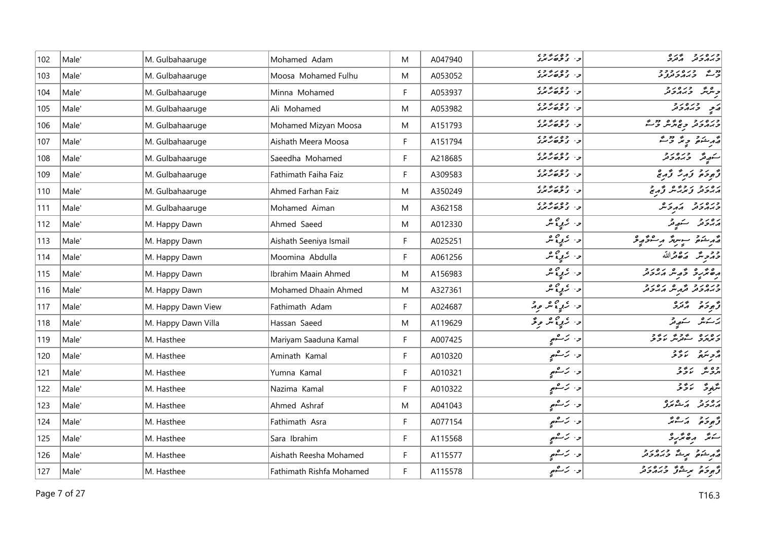| 102 | Male' | M. Gulbahaaruge | Mohamed Adam | M | A047940 | މ. ގުލްބަހާރުގެ | މުހައްމަދު އާދަމް |
|---|---|---|---|---|---|---|---|
| 103 | Male' | M. Gulbahaaruge | Moosa Mohamed Fulhu | M | A053052 | މ. ގުލްބަހާރުގެ | މޫސާ މުހައްމަދުފުޅު |
| 104 | Male' | M. Gulbahaaruge | Minna Mohamed | F | A053937 | މ. ގުލްބަހާރުގެ | މިންނާ މުހައްމަދު |
| 105 | Male' | M. Gulbahaaruge | Ali Mohamed | M | A053982 | މ. ގުލްބަހާރުގެ | އަލި މުހައްމަދު |
| 106 | Male' | M. Gulbahaaruge | Mohamed Mizyan Moosa | M | A151793 | މ. ގުލްބަހާރުގެ | މުހައްމަދު މިޒްޔާން މޫސާ |
| 107 | Male' | M. Gulbahaaruge | Aishath Meera Moosa | F | A151794 | މ. ގުލްބަހާރުގެ | އައިޝަތު މީރާ މޫސާ |
| 108 | Male' | M. Gulbahaaruge | Saeedha Mohamed | F | A218685 | މ. ގުލްބަހާރުގެ | ސައީދާ މުހައްމަދު |
| 109 | Male' | M. Gulbahaaruge | Fathimath Faiha Faiz | F | A309583 | މ. ގުލްބަހާރުގެ | ފާތިމަތު ފައިހާ ފާއިޒް |
| 110 | Male' | M. Gulbahaaruge | Ahmed Farhan Faiz | M | A350249 | މ. ގުލްބަހާރުގެ | އަހްމަދު ފަރުހާން ފާއިޒް |
| 111 | Male' | M. Gulbahaaruge | Mohamed Aiman | M | A362158 | މ. ގުލްބަހާރުގެ | މުހައްމަދު އައިމަން |
| 112 | Male' | M. Happy Dawn | Ahmed Saeed | M | A012330 | މ. ހެޕީޑޯން | އަހްމަދު ސައީދު |
| 113 | Male' | M. Happy Dawn | Aishath Seeniya Ismail | F | A025251 | މ. ހެޕީޑޯން | އައިޝަތު ސީނިޔާ އިސްމާޢިލް |
| 114 | Male' | M. Happy Dawn | Moomina Abdulla | F | A061256 | މ. ހެޕީޑޯން | މޫމިނާ އަބްދުﷲ |
| 115 | Male' | M. Happy Dawn | Ibrahim Maain Ahmed | M | A156983 | މ. ހެޕީޑޯން | އިބްރާހިމް މާއިން އަހްމަދު |
| 116 | Male' | M. Happy Dawn | Mohamed Dhaain Ahmed | M | A327361 | މ. ހެޕީޑޯން | މުހައްމަދު ދާއިން އަހްމަދު |
| 117 | Male' | M. Happy Dawn View | Fathimath Adam | F | A024687 | މ. ހެޕީޑޯން ވިއު | ފާތިމަތު އާދަމް |
| 118 | Male' | M. Happy Dawn Villa | Hassan Saeed | M | A119629 | މ. ހެޕީޑޯން ވިލާ | ހަސަން ސައީދު |
| 119 | Male' | M. Hasthee | Mariyam Saaduna Kamal | F | A007425 | މ. ހަސްތީ | މަރިޔަމް ސާދުނާ ކަމާލް |
| 120 | Male' | M. Hasthee | Aminath Kamal | F | A010320 | މ. ހަސްތީ | އާމިނަތު ކަމާލް |
| 121 | Male' | M. Hasthee | Yumna Kamal | F | A010321 | މ. ހަސްތީ | ޔުމްނާ ކަމާލް |
| 122 | Male' | M. Hasthee | Nazima Kamal | F | A010322 | މ. ހަސްތީ | ނާޒިމާ ކަމާލް |
| 123 | Male' | M. Hasthee | Ahmed Ashraf | M | A041043 | މ. ހަސްތީ | އަހްމަދު އަޝްރަފް |
| 124 | Male' | M. Hasthee | Fathimath Asra | F | A077154 | މ. ހަސްތީ | ފާތިމަތު އަސްރާ |
| 125 | Male' | M. Hasthee | Sara Ibrahim | F | A115568 | މ. ހަސްތީ | ސާރާ އިބްރާހިމް |
| 126 | Male' | M. Hasthee | Aishath Reesha Mohamed | F | A115577 | މ. ހަސްތީ | އައިޝަތު ރީޝާ މުހައްމަދު |
| 127 | Male' | M. Hasthee | Fathimath Rishfa Mohamed | F | A115578 | މ. ހަސްތީ | ފާތިމަތު ރިޝްފާ މުހައްމަދު |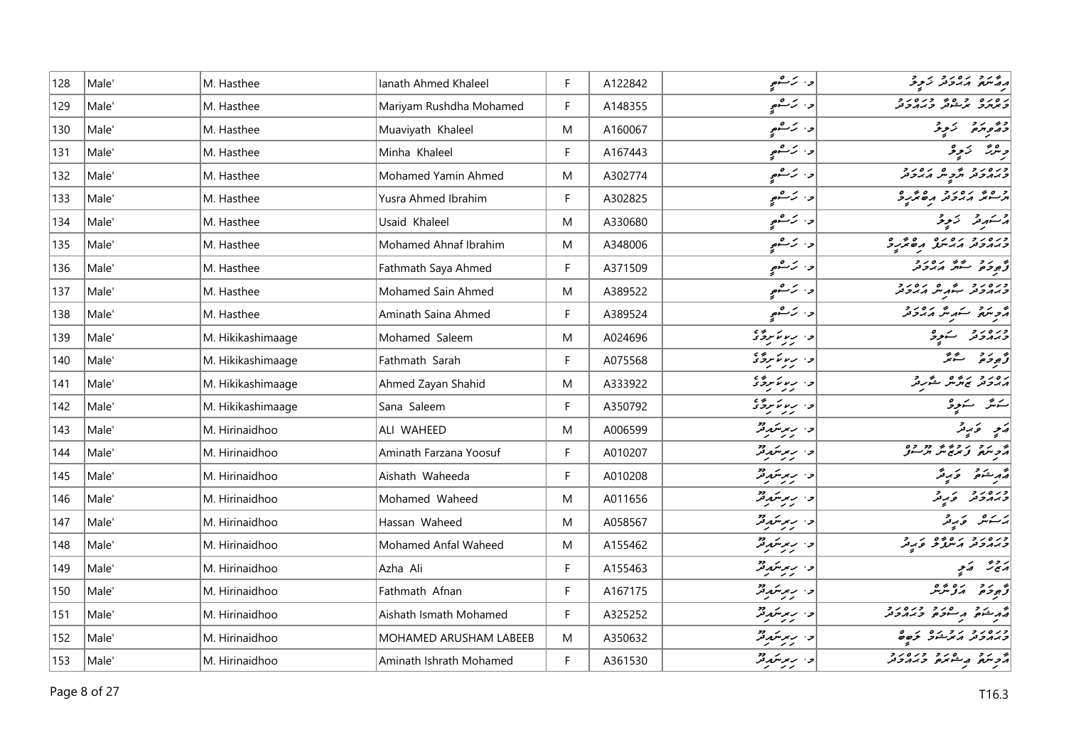| 128 | Male' | M. Hasthee | Ianath Ahmed Khaleel | F | A122842 | މ. ހަސްތީ | އިޢާނަތު އަޙްމަދު ޚަލީލް |
|---|---|---|---|---|---|---|---|
| 129 | Male' | M. Hasthee | Mariyam Rushdha Mohamed | F | A148355 | މ. ހަސްތީ | މަރިޔަމް ރުޝްދާ މުޙައްމަދު |
| 130 | Male' | M. Hasthee | Muaviyath Khaleel | M | A160067 | މ. ހަސްތީ | މުޢާވިޔަތު ޚަލީލް |
| 131 | Male' | M. Hasthee | Minha Khaleel | F | A167443 | މ. ހަސްތީ | މިންހާ ޚަލީލް |
| 132 | Male' | M. Hasthee | Mohamed Yamin Ahmed | M | A302774 | މ. ހަސްތީ | މުޙައްމަދު ޔާމިން އަޙްމަދު |
| 133 | Male' | M. Hasthee | Yusra Ahmed Ibrahim | F | A302825 | މ. ހަސްތީ | ޔުސްރާ އަޙްމަދު އިބްރާހީމް |
| 134 | Male' | M. Hasthee | Usaid Khaleel | M | A330680 | މ. ހަސްތީ | އުސައިދު ޚަލީލް |
| 135 | Male' | M. Hasthee | Mohamed Ahnaf Ibrahim | M | A348006 | މ. ހަސްތީ | މުޙައްމަދު އަޙްނަފް އިބްރާހީމް |
| 136 | Male' | M. Hasthee | Fathmath Saya Ahmed | F | A371509 | މ. ހަސްތީ | ފާތިމަތު ސާޔާ އަޙްމަދު |
| 137 | Male' | M. Hasthee | Mohamed Sain Ahmed | M | A389522 | މ. ހަސްތީ | މުޙައްމަދު ސާއިން އަޙްމަދު |
| 138 | Male' | M. Hasthee | Aminath Saina Ahmed | F | A389524 | މ. ހަސްތީ | އާމިނަތު ސައިނާ އަޙްމަދު |
| 139 | Male' | M. Hikikashimaage | Mohamed Saleem | M | A024696 | މ. ހިކިކަށިމާގެ | މުޙައްމަދު ސަލީމް |
| 140 | Male' | M. Hikikashimaage | Fathmath Sarah | F | A075568 | މ. ހިކިކަށިމާގެ | ފާތިމަތު ސާރާ |
| 141 | Male' | M. Hikikashimaage | Ahmed Zayan Shahid | M | A333922 | މ. ހިކިކަށިމާގެ | އަޙްމަދު ޒަޔާން ޝާހިދު |
| 142 | Male' | M. Hikikashimaage | Sana Saleem | F | A350792 | މ. ހިކިކަށިމާގެ | ސަނާ ސަލީމް |
| 143 | Male' | M. Hirinaidhoo | ALI WAHEED | M | A006599 | މ. ހިރިނައިދޫ | ޢަލީ ވަޙީދު |
| 144 | Male' | M. Hirinaidhoo | Aminath Farzana Yoosuf | F | A010207 | މ. ހިރިނައިދޫ | އާމިނަތު ފަރުޒާނާ ޔޫސުފް |
| 145 | Male' | M. Hirinaidhoo | Aishath Waheeda | F | A010208 | މ. ހިރިނައިދޫ | ޢާއިޝަތު ވަޙީދާ |
| 146 | Male' | M. Hirinaidhoo | Mohamed Waheed | M | A011656 | މ. ހިރިނައިދޫ | މުޙައްމަދު ވަޙީދު |
| 147 | Male' | M. Hirinaidhoo | Hassan Waheed | M | A058567 | މ. ހިރިނައިދޫ | ޙަސަން ވަޙީދު |
| 148 | Male' | M. Hirinaidhoo | Mohamed Anfal Waheed | M | A155462 | މ. ހިރިނައިދޫ | މުޙައްމަދު އަންފާލް ވަޙީދު |
| 149 | Male' | M. Hirinaidhoo | Azha Ali | F | A155463 | މ. ހިރިނައިދޫ | އަޒްހާ ޢަލީ |
| 150 | Male' | M. Hirinaidhoo | Fathmath Afnan | F | A167175 | މ. ހިރިނައިދޫ | ފާތިމަތު އަފްނާން |
| 151 | Male' | M. Hirinaidhoo | Aishath Ismath Mohamed | F | A325252 | މ. ހިރިނައިދޫ | ޢާއިޝަތު ޢިޞްމަތު މުޙައްމަދު |
| 152 | Male' | M. Hirinaidhoo | MOHAMED ARUSHAM LABEEB | M | A350632 | މ. ހިރިނައިދޫ | މުޙައްމަދު އަރުޝަމް ލަބީބް |
| 153 | Male' | M. Hirinaidhoo | Aminath Ishrath Mohamed | F | A361530 | މ. ހިރިނައިދޫ | އާމިނަތު ޢިޝްރަތު މުޙައްމަދު |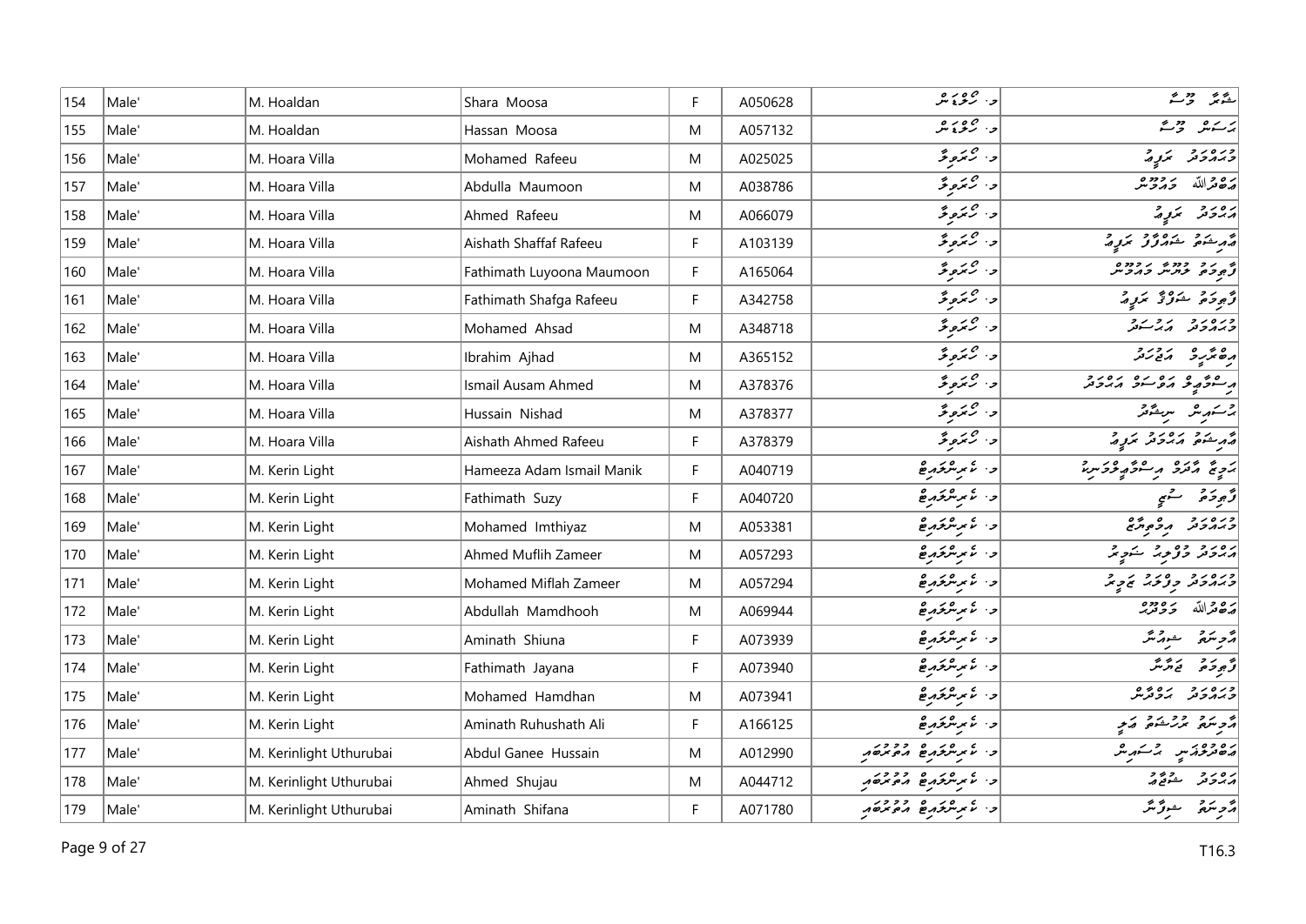| 154 | Male' | M. Hoaldan | Shara Moosa | F | A050628 | د. ژڅوءِ ش | ڪُمَرَ دُرَ حَ |
|---|---|---|---|---|---|---|---|
| 155 | Male' | M. Hoaldan | Hassan Moosa | M | A057132 | د. ژڅوءِ ش | بَرَسَرَسْ دُرَ حَ |
| 156 | Male' | M. Hoara Villa | Mohamed Rafeeu | M | A025025 | د. رُعَمَرَهِ وِگُ | وُبَرْمَرُوَ مَرَوِ |
| 157 | Male' | M. Hoara Villa | Abdulla Maumoon | M | A038786 | د. رُعَمَرَهِ وِگُ | مَرْهُ قَرْاللّه ةَ ةَ دُوسْ |
| 158 | Male' | M. Hoara Villa | Ahmed Rafeeu | M | A066079 | د. رُعَمَرَهِ وِگُ | مَرْ دَ قَرْ مَرَوِ |
| 159 | Male' | M. Hoara Villa | Aishath Shaffaf Rafeeu | F | A103139 | د. رُعَمَرَهِ وِگُ | مَرْ مِرْ شَهَرْ خَ مَرْ وَرِ مَرَوِ |
| 160 | Male' | M. Hoara Villa | Fathimath Luyoona Maumoon | F | A165064 | د. رُعَمَرَهِ وِگُ | وَ جُوحَ حُ دُودُ سَرَ دَ دُ وُسْ |
| 161 | Male' | M. Hoara Villa | Fathimath Shafga Rafeeu | F | A342758 | د. رُعَمَرَهِ وِگُ | وَ جُوحَ حُ شَوْ قَ مَرَوِ |
| 162 | Male' | M. Hoara Villa | Mohamed Ahsad | M | A348718 | د. رُعَمَرَهِ وِگُ | وُبَرْمَرُوَ مَرْ رُسَوْ |
| 163 | Male' | M. Hoara Villa | Ibrahim Ajhad | M | A365152 | د. رُعَمَرَهِ وِگُ | مِرْهُ مَرْ رِ وُ مَرْ فَرْ رَوْ |
| 164 | Male' | M. Hoara Villa | Ismail Ausam Ahmed | M | A378376 | د. رُعَمَرَهِ وِگُ | مِرْ سُوَ مِرْ وُ مَرْ وُ سَوْ مَرْ دَ وَ |
| 165 | Male' | M. Hoara Villa | Hussain Nishad | M | A378377 | د. رُعَمَرَهِ وِگُ | جُرْ سَرْ مِرْ سْ سِرْ شَرْ وْ |
| 166 | Male' | M. Hoara Villa | Aishath Ahmed Rafeeu | F | A378379 | د. رُعَمَرَهِ وِگُ | مَرْ مِرْ شَرْ مَرْ دَ وَ مَرَوِ |
| 167 | Male' | M. Kerin Light | Hameeza Adam Ismail Manik | F | A040719 | د. ئا مِرْ سُرْ حَرَمِ ع | بَرَ جِ جَ مَرْ وَرْ مِرْ سُوَ مِرْ وِرْ دَ سِرْ |
| 168 | Male' | M. Kerin Light | Fathimath Suzy | F | A040720 | د. ئا مِرْ سُرْ حَرَمِ ع | وَ جُوحَ حُ سُنْجِي |
| 169 | Male' | M. Kerin Light | Mohamed Imthiyaz | M | A053381 | د. ئا مِرْ سُرْ حَرَمِ ع | وُبَرْمَرُوَ مِرْ وْ جِ مَرْ جْ |
| 170 | Male' | M. Kerin Light | Ahmed Muflih Zameer | M | A057293 | د. ئا مِرْ سُرْ حَرَمِ ع | مَرْ دَ وَ وُ وْ وِرْ سَوِرْ |
| 171 | Male' | M. Kerin Light | Mohamed Miflah Zameer | M | A057294 | د. ئا مِرْ سُرْ حَرَمِ ع | وُبَرْمَرُوَ وِرْ وَرْ سَوِرْ |
| 172 | Male' | M. Kerin Light | Abdullah Mamdhooh | M | A069944 | د. ئا مِرْ سُرْ حَرَمِ ع | مَرْهُ قَرْاللّه وَ وْ قَرْ |
| 173 | Male' | M. Kerin Light | Aminath Shiuna | F | A073939 | د. ئا مِرْ سُرْ حَرَمِ ع | مَرْ وِ سَرَ ھُ شِرْ مُرْ سَرْ |
| 174 | Male' | M. Kerin Light | Fathimath Jayana | F | A073940 | د. ئا مِرْ سُرْ حَرَمِ ع | وَ جُوحَ حُ جَ مَرْ سَرْ |
| 175 | Male' | M. Kerin Light | Mohamed Hamdhan | M | A073941 | د. ئا مِرْ سُرْ حَرَمِ ع | وُبَرْمَرُوَ بَرْ وْ قَرْ سَرْ |
| 176 | Male' | M. Kerin Light | Aminath Ruhushath Ali | F | A166125 | د. ئا مِرْ سُرْ حَرَمِ ع | مَرْ وِ سَرَ ھُ مُرْ رُ شَرْ وْ مَرْ وِ |
| 177 | Male' | M. Kerinlight Uthurubai | Abdul Ganee Hussain | M | A012990 | د. ئا مِرْ سُرْ حَرَمِ ع مُرْ وْ مُرْ صَرِ | مَرْهُ قَرْ وِرْ قَرْ سِرْ جُرْ سَرْ مِرْ سْ |
| 178 | Male' | M. Kerinlight Uthurubai | Ahmed Shujau | M | A044712 | د. ئا مِرْ سُرْ حَرَمِ ع مُرْ وْ مُرْ صَرِ | مَرْ دَ وَ شُوْ قَ مُ |
| 179 | Male' | M. Kerinlight Uthurubai | Aminath Shifana | F | A071780 | د. ئا مِرْ سُرْ حَرَمِ ع مُرْ وْ مُرْ صَرِ | مَرْ وِ سَرَ ھُ شِرْ وَ سَرْ |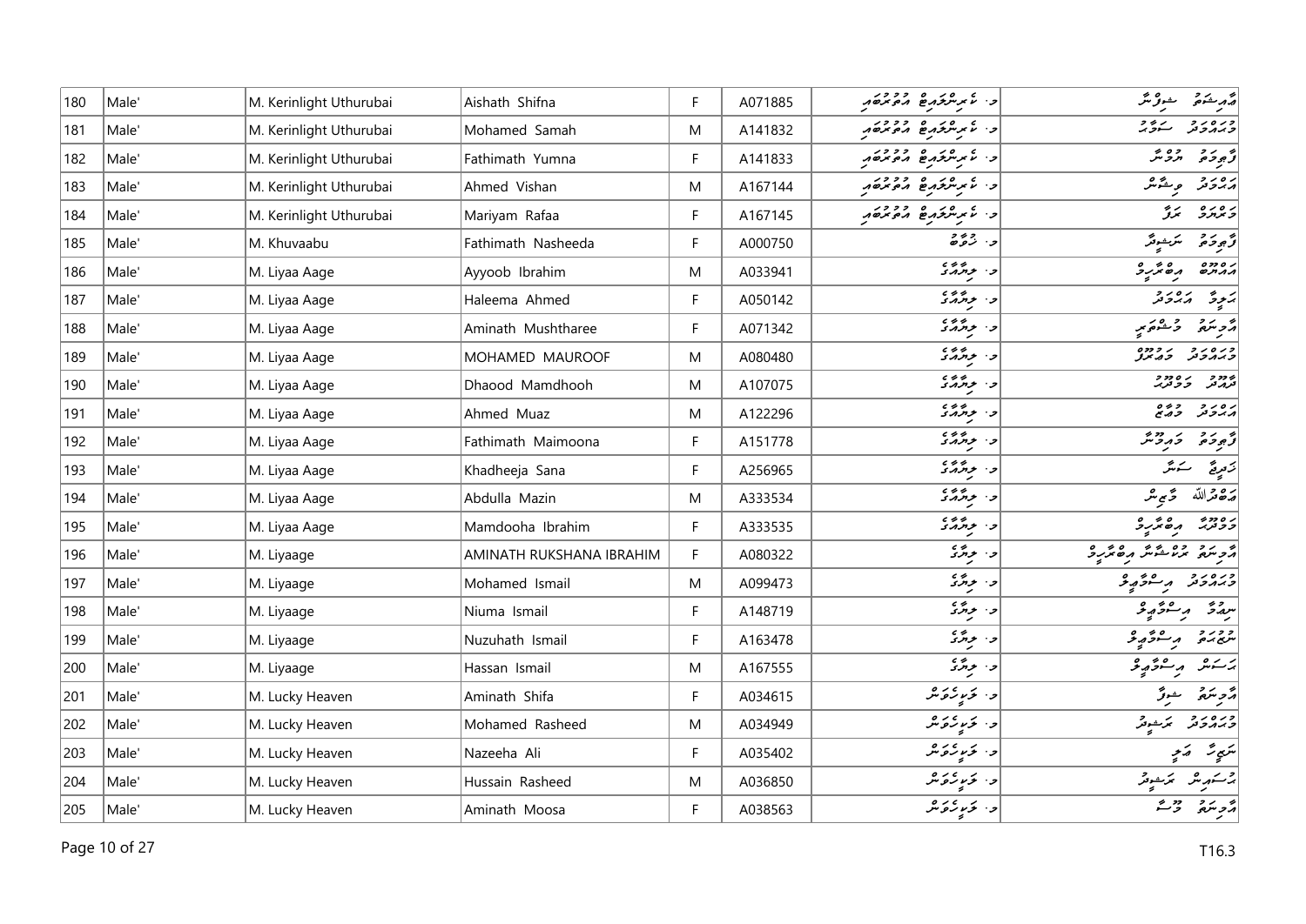| 180 | Male' | M. Kerinlight Uthurubai | Aishath Shifna | F | A071885 | މ. ކެރިންލައިޓް އުތުރުބައި | އާއިޝަތު ޝިފްނާ |
|---|---|---|---|---|---|---|---|
| 181 | Male' | M. Kerinlight Uthurubai | Mohamed Samah | M | A141832 | މ. ކެރިންލައިޓް އުތުރުބައި | މުހައްމަދު ސަމާހު |
| 182 | Male' | M. Kerinlight Uthurubai | Fathimath Yumna | F | A141833 | މ. ކެރިންލައިޓް އުތުރުބައި | ފާތިމަތު ޔުމްނާ |
| 183 | Male' | M. Kerinlight Uthurubai | Ahmed Vishan | M | A167144 | މ. ކެރިންލައިޓް އުތުރުބައި | އަހުމަދު ވިޝާން |
| 184 | Male' | M. Kerinlight Uthurubai | Mariyam Rafaa | F | A167145 | މ. ކެރިންލައިޓް އުތުރުބައި | މަރިޔަމް ރަފާ |
| 185 | Male' | M. Khuvaabu | Fathimath Nasheeda | F | A000750 | މ. ހުވާބު | ފާތިމަތު ނަޝީދާ |
| 186 | Male' | M. Liyaa Aage | Ayyoob Ibrahim | M | A033941 | މ. ލިޔާއާގެ | އައްޔޫބު އިބްރާހިމް |
| 187 | Male' | M. Liyaa Aage | Haleema Ahmed | F | A050142 | މ. ލިޔާއާގެ | ހަލީމާ އަހުމަދު |
| 188 | Male' | M. Liyaa Aage | Aminath Mushtharee | F | A071342 | މ. ލިޔާއާގެ | އާމިނަތު މުޝްތަރީ |
| 189 | Male' | M. Liyaa Aage | MOHAMED MAUROOF | M | A080480 | މ. ލިޔާއާގެ | މުހައްމަދު މައުރޫފް |
| 190 | Male' | M. Liyaa Aage | Dhaood Mamdhooh | M | A107075 | މ. ލިޔާއާގެ | ދާއޫދު މަމްދޫހު |
| 191 | Male' | M. Liyaa Aage | Ahmed Muaz | M | A122296 | މ. ލިޔާއާގެ | އަހުމަދު މުޢާޒު |
| 192 | Male' | M. Liyaa Aage | Fathimath Maimoona | F | A151778 | މ. ލިޔާއާގެ | ފާތިމަތު މައިމޫނާ |
| 193 | Male' | M. Liyaa Aage | Khadheeja Sana | F | A256965 | މ. ލިޔާއާގެ | ޚަދީޖާ ސަނާ |
| 194 | Male' | M. Liyaa Aage | Abdulla Mazin | M | A333534 | މ. ލިޔާއާގެ | އަބްދުﷲ މާޒިން |
| 195 | Male' | M. Liyaa Aage | Mamdooha Ibrahim | F | A333535 | މ. ލިޔާއާގެ | މަމްދޫހާ އިބްރާހިމް |
| 196 | Male' | M. Liyaage | AMINATH RUKSHANA IBRAHIM | F | A080322 | މ. ލިޔާގެ | އާމިނަތު ރުކްޝާނާ އިބްރާހިމް |
| 197 | Male' | M. Liyaage | Mohamed Ismail | M | A099473 | މ. ލިޔާގެ | މުހައްމަދު އިސްމާޢީލް |
| 198 | Male' | M. Liyaage | Niuma Ismail | F | A148719 | މ. ލިޔާގެ | ނިޢުމާ އިސްމާޢީލް |
| 199 | Male' | M. Liyaage | Nuzuhath Ismail | F | A163478 | މ. ލިޔާގެ | ނުޒުހަތު އިސްމާޢީލް |
| 200 | Male' | M. Liyaage | Hassan Ismail | M | A167555 | މ. ލިޔާގެ | ހަސަން އިސްމާޢީލް |
| 201 | Male' | M. Lucky Heaven | Aminath Shifa | F | A034615 | މ. ލަކީހެވަން | އާމިނަތު ޝިފާ |
| 202 | Male' | M. Lucky Heaven | Mohamed Rasheed | M | A034949 | މ. ލަކީހެވަން | މުހައްމަދު ރަޝީދު |
| 203 | Male' | M. Lucky Heaven | Nazeeha Ali | F | A035402 | މ. ލަކީހެވަން | ނަޒީހާ އަލީ |
| 204 | Male' | M. Lucky Heaven | Hussain Rasheed | M | A036850 | މ. ލަކީހެވަން | ހުސައިން ރަޝީދު |
| 205 | Male' | M. Lucky Heaven | Aminath Moosa | F | A038563 | މ. ލަކީހެވަން | އާމިނަތު މޫސާ |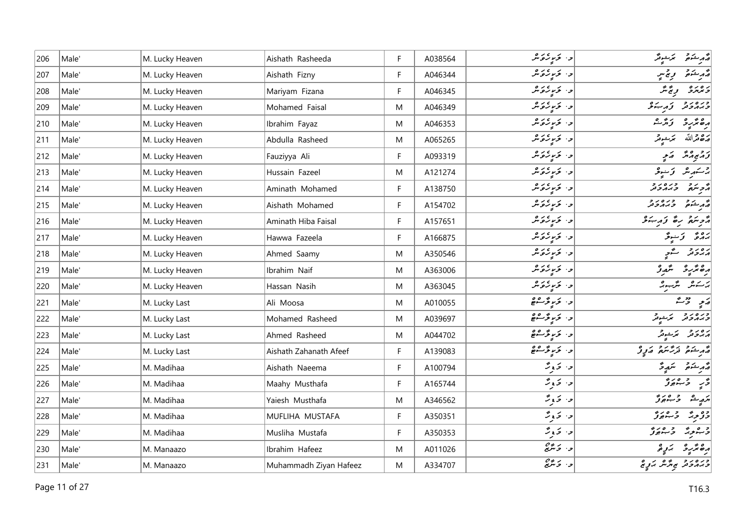| 206 | Male' | M. Lucky Heaven | Aishath Rasheeda | F | A038564 | މ. ލަކީހެވަން | އައިޝަތު ރަޝީދާ |
|---|---|---|---|---|---|---|---|
| 207 | Male' | M. Lucky Heaven | Aishath Fizny | F | A046344 | މ. ލަކީހެވަން | އައިޝަތު ފިޒްނީ |
| 208 | Male' | M. Lucky Heaven | Mariyam Fizana | F | A046345 | މ. ލަކީހެވަން | މަރިޔަމް ފިޒާނާ |
| 209 | Male' | M. Lucky Heaven | Mohamed Faisal | M | A046349 | މ. ލަކީހެވަން | މުޙައްމަދު ފައިސަލް |
| 210 | Male' | M. Lucky Heaven | Ibrahim Fayaz | M | A046353 | މ. ލަކީހެވަން | އިބްރާހީމް ފައްޔާޒް |
| 211 | Male' | M. Lucky Heaven | Abdulla Rasheed | M | A065265 | މ. ލަކީހެވަން | އަބްދުﷲ ރަޝީދު |
| 212 | Male' | M. Lucky Heaven | Fauziyya Ali | F | A093319 | މ. ލަކީހެވަން | ފައުޒިއްޔާ އަލި |
| 213 | Male' | M. Lucky Heaven | Hussain Fazeel | M | A121274 | މ. ލަކީހެވަން | ހުސައިން ފަޒީލް |
| 214 | Male' | M. Lucky Heaven | Aminath Mohamed | F | A138750 | މ. ލަކީހެވަން | އާމިނަތު މުޙައްމަދު |
| 215 | Male' | M. Lucky Heaven | Aishath Mohamed | F | A154702 | މ. ލަކީހެވަން | އައިޝަތު މުޙައްމަދު |
| 216 | Male' | M. Lucky Heaven | Aminath Hiba Faisal | F | A157651 | މ. ލަކީހެވަން | އާމިނަތު ހިބާ ފައިސަލް |
| 217 | Male' | M. Lucky Heaven | Hawwa Fazeela | F | A166875 | މ. ލަކީހެވަން | ހައްވާ ފަޒީލާ |
| 218 | Male' | M. Lucky Heaven | Ahmed Saamy | M | A350546 | މ. ލަކީހެވަން | އަޙްމަދު ސާމީ |
| 219 | Male' | M. Lucky Heaven | Ibrahim Naif | M | A363006 | މ. ލަކީހެވަން | އިބްރާހީމް ނާއިފް |
| 220 | Male' | M. Lucky Heaven | Hassan Nasih | M | A363045 | މ. ލަކީހެވަން | ހަސަން ނާސިހު |
| 221 | Male' | M. Lucky Last | Ali Moosa | M | A010055 | މ. ލަކީލާސްޓް | އަލި މޫސާ |
| 222 | Male' | M. Lucky Last | Mohamed Rasheed | M | A039697 | މ. ލަކީލާސްޓް | މުޙައްމަދު ރަޝީދު |
| 223 | Male' | M. Lucky Last | Ahmed Rasheed | M | A044702 | މ. ލަކީލާސްޓް | އަޙްމަދު ރަޝީދު |
| 224 | Male' | M. Lucky Last | Aishath Zahanath Afeef | F | A139083 | މ. ލަކީލާސްޓް | އައިޝަތު ޒަހާނަތު އަފީފް |
| 225 | Male' | M. Madihaa | Aishath Naeema | F | A100794 | މ. މަޑިހާ | އައިޝަތު ނައީމާ |
| 226 | Male' | M. Madihaa | Maahy Musthafa | F | A165744 | މ. މަޑިހާ | މާހީ މުސްތަފާ |
| 227 | Male' | M. Madihaa | Yaiesh Musthafa | M | A346562 | މ. މަޑިހާ | ޔައިޝް މުސްތަފާ |
| 228 | Male' | M. Madihaa | MUFLIHA MUSTAFA | F | A350351 | މ. މަޑިހާ | މުފްލިހާ މުސްތަފާ |
| 229 | Male' | M. Madihaa | Musliha Mustafa | F | A350353 | މ. މަޑިހާ | މުސްލިހާ މުސްތަފާ |
| 230 | Male' | M. Manaazo | Ibrahim Hafeez | M | A011026 | މ. މަނާޒޯ | އިބްރާހީމް ހަފީޒް |
| 231 | Male' | M. Manaazo | Muhammadh Ziyan Hafeez | M | A334707 | މ. މަނާޒޯ | މުޙައްމަދު ޒިޔާން ހަފީޒް |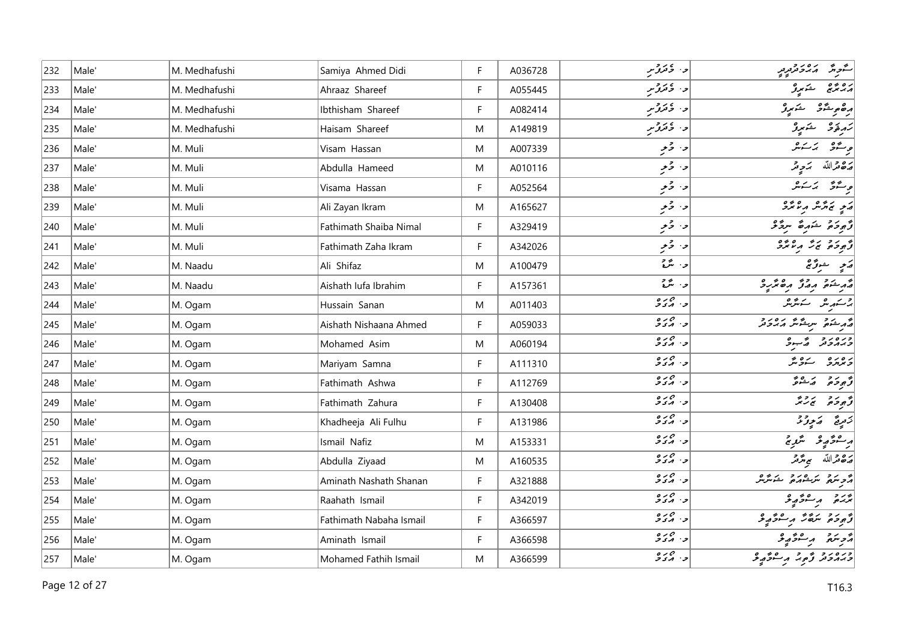| 232 | Male' | M. Medhafushi | Samiya Ahmed Didi | F | A036728 | މ. މެދަފުށި | ސާމިޔާ އަޙްމަދުދީދީ |
|---|---|---|---|---|---|---|---|
| 233 | Male' | M. Medhafushi | Ahraaz Shareef | F | A055445 | މ. މެދަފުށި | އަހްރާޒް ޝަރީފް |
| 234 | Male' | M. Medhafushi | Ibthisham Shareef | F | A082414 | މ. މެދަފުށި | އިބްތިޝާމް ޝަރީފް |
| 235 | Male' | M. Medhafushi | Haisam Shareef | M | A149819 | މ. މެދަފުށި | ހައިސަމް ޝަރީފް |
| 236 | Male' | M. Muli | Visam Hassan | M | A007339 | މ. މުލި | ވިސާމް ހަސަން |
| 237 | Male' | M. Muli | Abdulla Hameed | M | A010116 | މ. މުލި | އަބްދުﷲ ހަމީދު |
| 238 | Male' | M. Muli | Visama Hassan | F | A052564 | މ. މުލި | ވިސާމާ ހަސަން |
| 239 | Male' | M. Muli | Ali Zayan Ikram | M | A165627 | މ. މުލި | އަލި ޒަޔާން އިކްރާމް |
| 240 | Male' | M. Muli | Fathimath Shaiba Nimal | F | A329419 | މ. މުލި | ފާތިމަތު ޝައިބާ ނިމާލް |
| 241 | Male' | M. Muli | Fathimath Zaha Ikram | F | A342026 | މ. މުލި | ފާތިމަތު ޒަހާ އިކްރާމް |
| 242 | Male' | M. Naadu | Ali Shifaz | M | A100479 | މ. ނާޑު | އަލި ޝިފާޒް |
| 243 | Male' | M. Naadu | Aishath Iufa Ibrahim | F | A157361 | މ. ނާޑު | އާއިޝަތު އިއުފާ އިބްރާހީމް |
| 244 | Male' | M. Ogam | Hussain Sanan | M | A011403 | މ. އޮގަމް | ހުސައިން ސަނާން |
| 245 | Male' | M. Ogam | Aishath Nishaana Ahmed | F | A059033 | މ. އޮގަމް | އާއިޝަތު ނިޝާނާ އަޙްމަދު |
| 246 | Male' | M. Ogam | Mohamed Asim | M | A060194 | މ. އޮގަމް | މުޙައްމަދު އާސިމް |
| 247 | Male' | M. Ogam | Mariyam Samna | F | A111310 | މ. އޮގަމް | މަރިޔަމް ސަމްނާ |
| 248 | Male' | M. Ogam | Fathimath Ashwa | F | A112769 | މ. އޮގަމް | ފާތިމަތު އަޝްވާ |
| 249 | Male' | M. Ogam | Fathimath Zahura | F | A130408 | މ. އޮގަމް | ފާތިމަތު ޒަހުރާ |
| 250 | Male' | M. Ogam | Khadheeja Ali Fulhu | F | A131986 | މ. އޮގަމް | ޚަދީޖާ އަލިފުޅު |
| 251 | Male' | M. Ogam | Ismail Nafiz | M | A153331 | މ. އޮގަމް | އިސްމާއީލް ނާފިޒް |
| 252 | Male' | M. Ogam | Abdulla Ziyaad | M | A160535 | މ. އޮގަމް | އަބްދުﷲ ޒިޔާދު |
| 253 | Male' | M. Ogam | Aminath Nashath Shanan | F | A321888 | މ. އޮގަމް | އާމިނަތު ނަޝްއަތު ޝަނާން |
| 254 | Male' | M. Ogam | Raahath Ismail | F | A342019 | މ. އޮގަމް | ރާހަތު އިސްމާއީލް |
| 255 | Male' | M. Ogam | Fathimath Nabaha Ismail | F | A366597 | މ. އޮގަމް | ފާތިމަތު ނަބާހާ އިސްމާއީލް |
| 256 | Male' | M. Ogam | Aminath Ismail | F | A366598 | މ. އޮގަމް | އާމިނަތު އިސްމާއީލް |
| 257 | Male' | M. Ogam | Mohamed Fathih Ismail | M | A366599 | މ. އޮގަމް | މުޙައްމަދު ފާތިހް އިސްމާއީލް |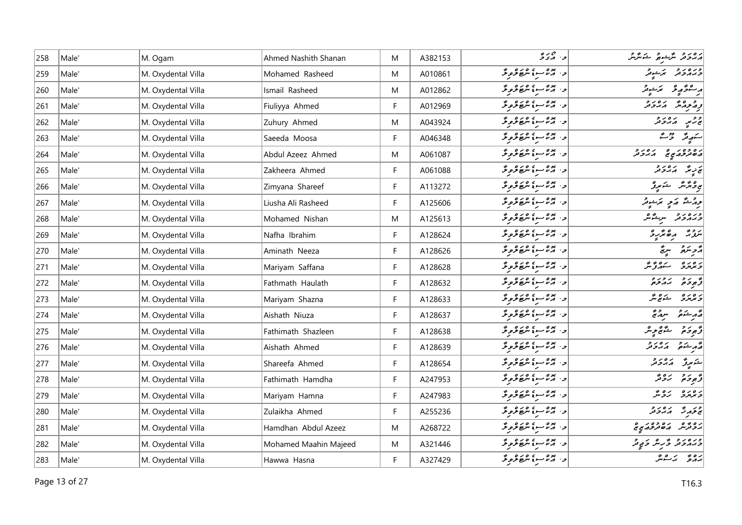| 258 | Male' | M. Ogam | Ahmed Nashith Shanan | M | A382153 | މ. އޮގަމް | އަޙްމަދު ނާޝިތު ޝަނާން |
|---|---|---|---|---|---|---|---|
| 259 | Male' | M. Oxydental Villa | Mohamed Rasheed | M | A010861 | މ. އޮކްސިޑެންޓަލްވިލާ | މުޙައްމަދު ރަޝީދު |
| 260 | Male' | M. Oxydental Villa | Ismail Rasheed | M | A012862 | މ. އޮކްސިޑެންޓަލްވިލާ | އިސްމާޢީލް ރަޝީދު |
| 261 | Male' | M. Oxydental Villa | Fiuliyya Ahmed | F | A012969 | މ. އޮކްސިޑެންޓަލްވިލާ | ފިއުލިއްޔާ އަޙްމަދު |
| 262 | Male' | M. Oxydental Villa | Zuhury Ahmed | M | A043924 | މ. އޮކްސިޑެންޓަލްވިލާ | ޒުހުރީ އަޙްމަދު |
| 263 | Male' | M. Oxydental Villa | Saeeda Moosa | F | A046348 | މ. އޮކްސިޑެންޓަލްވިލާ | ސަޢީދާ މޫސާ |
| 264 | Male' | M. Oxydental Villa | Abdul Azeez Ahmed | M | A061087 | މ. އޮކްސިޑެންޓަލްވިލާ | އަބްދުލްޢަޒީޒް އަޙްމަދު |
| 265 | Male' | M. Oxydental Villa | Zakheera Ahmed | F | A061088 | މ. އޮކްސިޑެންޓަލްވިލާ | ޒަޚީރާ އަޙްމަދު |
| 266 | Male' | M. Oxydental Villa | Zimyana Shareef | F | A113272 | މ. އޮކްސިޑެންޓަލްވިލާ | ޒިމްޔާނާ ޝަރީފް |
| 267 | Male' | M. Oxydental Villa | Liusha Ali Rasheed | F | A125606 | މ. އޮކްސިޑެންޓަލްވިލާ | ލިއުޝާ އަލި ރަޝީދު |
| 268 | Male' | M. Oxydental Villa | Mohamed Nishan | M | A125613 | މ. އޮކްސިޑެންޓަލްވިލާ | މުޙައްމަދު ނިޝާން |
| 269 | Male' | M. Oxydental Villa | Nafha Ibrahim | F | A128624 | މ. އޮކްސިޑެންޓަލްވިލާ | ނަފްހާ އިބްރާހިމް |
| 270 | Male' | M. Oxydental Villa | Aminath Neeza | F | A128626 | މ. އޮކްސިޑެންޓަލްވިލާ | އާމިނަތު ނީޒާ |
| 271 | Male' | M. Oxydental Villa | Mariyam Saffana | F | A128628 | މ. އޮކްސިޑެންޓަލްވިލާ | މަރިޔަމް ސައްފާނާ |
| 272 | Male' | M. Oxydental Villa | Fathmath Haulath | F | A128632 | މ. އޮކްސިޑެންޓަލްވިލާ | ފާތުމަތު ހައުލަތު |
| 273 | Male' | M. Oxydental Villa | Mariyam Shazna | F | A128633 | މ. އޮކްސިޑެންޓަލްވިލާ | މަރިޔަމް ޝަޒްނާ |
| 274 | Male' | M. Oxydental Villa | Aishath Niuza | F | A128637 | މ. އޮކްސިޑެންޓަލްވިލާ | އައިޝަތު ނިއުޒާ |
| 275 | Male' | M. Oxydental Villa | Fathimath Shazleen | F | A128638 | މ. އޮކްސިޑެންޓަލްވިލާ | ފާތިމަތު ޝަޒްލީން |
| 276 | Male' | M. Oxydental Villa | Aishath Ahmed | F | A128639 | މ. އޮކްސިޑެންޓަލްވިލާ | އައިޝަތު އަޙްމަދު |
| 277 | Male' | M. Oxydental Villa | Shareefa Ahmed | F | A128654 | މ. އޮކްސިޑެންޓަލްވިލާ | ޝަރީފާ އަޙްމަދު |
| 278 | Male' | M. Oxydental Villa | Fathimath Hamdha | F | A247953 | މ. އޮކްސިޑެންޓަލްވިލާ | ފާތިމަތު ހަމްދާ |
| 279 | Male' | M. Oxydental Villa | Mariyam Hamna | F | A247983 | މ. އޮކްސިޑެންޓަލްވިލާ | މަރިޔަމް ހަމްނާ |
| 280 | Male' | M. Oxydental Villa | Zulaikha Ahmed | F | A255236 | މ. އޮކްސިޑެންޓަލްވިލާ | ޒުލައިޚާ އަޙްމަދު |
| 281 | Male' | M. Oxydental Villa | Hamdhan Abdul Azeez | M | A268722 | މ. އޮކްސިޑެންޓަލްވިލާ | ހަމްދާން އަބްދުލްޢަޒީޒް |
| 282 | Male' | M. Oxydental Villa | Mohamed Maahin Majeed | M | A321446 | މ. އޮކްސިޑެންޓަލްވިލާ | މުޙައްމަދު މާހިން މަޖީދު |
| 283 | Male' | M. Oxydental Villa | Hawwa Hasna | F | A327429 | މ. އޮކްސިޑެންޓަލްވިލާ | ޙައްވާ ހަސްނާ |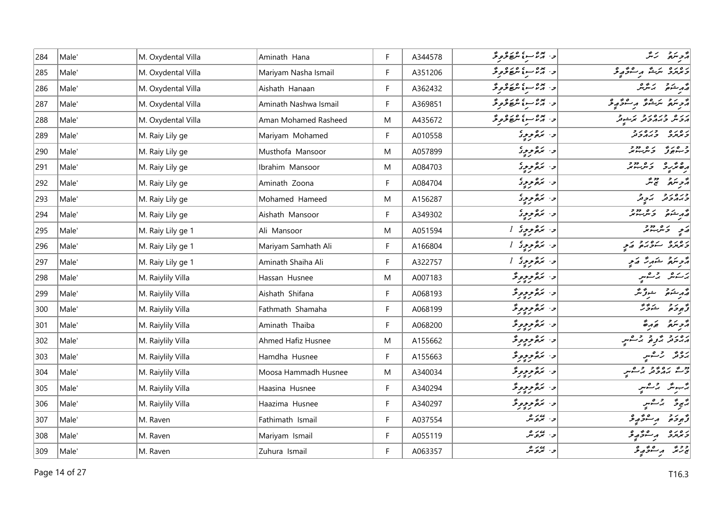| 284 | Male' | M. Oxydental Villa | Aminath Hana | F | A344578 | މ. އޮކްސިޑެންޓަލްވިލާ | އާމިނަތު ހަނާ |
|---|---|---|---|---|---|---|---|
| 285 | Male' | M. Oxydental Villa | Mariyam Nasha Ismail | F | A351206 | މ. އޮކްސިޑެންޓަލްވިލާ | މަރިޔަމް ނަށާ އިސްމާއީލް |
| 286 | Male' | M. Oxydental Villa | Aishath Hanaan | F | A362432 | މ. އޮކްސިޑެންޓަލްވިލާ | އައިށަތު ހަނާން |
| 287 | Male' | M. Oxydental Villa | Aminath Nashwa Ismail | F | A369851 | މ. އޮކްސިޑެންޓަލްވިލާ | އާމިނަތު ނަޝްވާ އިސްމާއީލް |
| 288 | Male' | M. Oxydental Villa | Aman Mohamed Rasheed | M | A435672 | މ. އޮކްސިޑެންޓަލްވިލާ | އަމަން މުހައްމަދު ރަޝީދު |
| 289 | Male' | M. Raiy Lily ge | Mariyam Mohamed | F | A010558 | މ. ރައްލިލީގެ | މަރިޔަމް މުހައްމަދު |
| 290 | Male' | M. Raiy Lily ge | Musthofa Mansoor | M | A057899 | މ. ރައްލިލީގެ | މުސްތަފާ މަންސޫރު |
| 291 | Male' | M. Raiy Lily ge | Ibrahim Mansoor | M | A084703 | މ. ރައްލިލީގެ | އިބްރާހިމް މަންސޫރު |
| 292 | Male' | M. Raiy Lily ge | Aminath Zoona | F | A084704 | މ. ރައްލިލީގެ | އާމިނަތު ޒޫނާ |
| 293 | Male' | M. Raiy Lily ge | Mohamed Hameed | M | A156287 | މ. ރައްލިލީގެ | މުހައްމަދު ހަމީދު |
| 294 | Male' | M. Raiy Lily ge | Aishath Mansoor | F | A349302 | މ. ރައްލިލީގެ | އައިށަތު މަންސޫރު |
| 295 | Male' | M. Raiy Lily ge 1 | Ali Mansoor | M | A051594 | މ. ރައްލިލީގެ 1 | އަލި މަންސޫރު |
| 296 | Male' | M. Raiy Lily ge 1 | Mariyam Samhath Ali | F | A166804 | މ. ރައްލިލީގެ 1 | މަރިޔަމް ސަމްހަތު އަލި |
| 297 | Male' | M. Raiy Lily ge 1 | Aminath Shaiha Ali | F | A322757 | މ. ރައްލިލީގެ 1 | އާމިނަތު ޝައިހާ އަލި |
| 298 | Male' | M. Raiylily Villa | Hassan Husnee | M | A007183 | މ. ރައްލިލީވިލާ | ހަސަން ހުސްނީ |
| 299 | Male' | M. Raiylily Villa | Aishath Shifana | F | A068193 | މ. ރައްލިލީވިލާ | އައިށަތު ޝިފާނާ |
| 300 | Male' | M. Raiylily Villa | Fathmath Shamaha | F | A068199 | މ. ރައްލިލީވިލާ | ފާތިމަތު ޝަމާހާ |
| 301 | Male' | M. Raiylily Villa | Aminath Thaiba | F | A068200 | މ. ރައްލިލީވިލާ | އާމިނަތު ތައިބާ |
| 302 | Male' | M. Raiylily Villa | Ahmed Hafiz Husnee | M | A155662 | މ. ރައްލިލީވިލާ | އަހްމަދު ހާފިޒު ހުސްނީ |
| 303 | Male' | M. Raiylily Villa | Hamdha Husnee | F | A155663 | މ. ރައްލިލީވިލާ | ހަމްދާ ހުސްނީ |
| 304 | Male' | M. Raiylily Villa | Moosa Hammadh Husnee | M | A340034 | މ. ރައްލިލީވިލާ | މޫސާ ހައްމާދު ހުސްނީ |
| 305 | Male' | M. Raiylily Villa | Haasina Husnee | F | A340294 | މ. ރައްލިލީވިލާ | ހާސިނާ ހުސްނީ |
| 306 | Male' | M. Raiylily Villa | Haazima Husnee | F | A340297 | މ. ރައްލިލީވިލާ | ހާޒިމާ ހުސްނީ |
| 307 | Male' | M. Raven | Fathimath Ismail | F | A037554 | މ. ރޭވަން | ފާތިމަތު އިސްމާއީލް |
| 308 | Male' | M. Raven | Mariyam Ismail | F | A055119 | މ. ރޭވަން | މަރިޔަމް އިސްމާއީލް |
| 309 | Male' | M. Raven | Zuhura Ismail | F | A063357 | މ. ރޭވަން | ޒުހުރާ އިސްމާއީލް |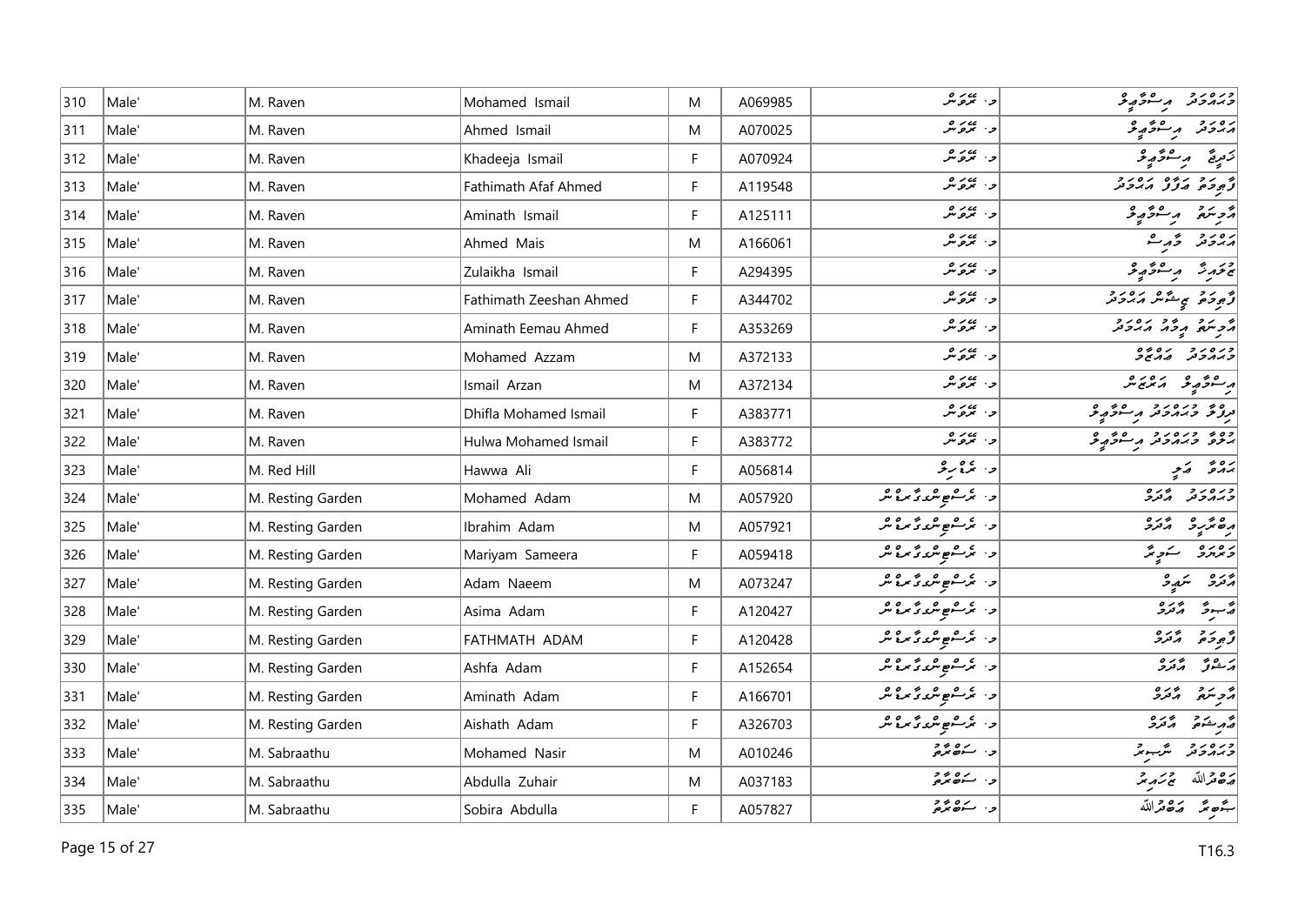| 310 | Male' | M. Raven | Mohamed Ismail | M | A069985 | މ. ރޭވަން | މުހައްމަދު އިސްމާޢީލް |
|---|---|---|---|---|---|---|---|
| 311 | Male' | M. Raven | Ahmed Ismail | M | A070025 | މ. ރޭވަން | އަޙްމަދު އިސްމާޢީލް |
| 312 | Male' | M. Raven | Khadeeja Ismail | F | A070924 | މ. ރޭވަން | ޚަދީޖާ އިސްމާޢީލް |
| 313 | Male' | M. Raven | Fathimath Afaf Ahmed | F | A119548 | މ. ރޭވަން | ފާތިމަތު އަފާފް އަޙްމަދު |
| 314 | Male' | M. Raven | Aminath Ismail | F | A125111 | މ. ރޭވަން | އާމިނަތު އިސްމާޢީލް |
| 315 | Male' | M. Raven | Ahmed Mais | M | A166061 | މ. ރޭވަން | އަޙްމަދު މާއިސް |
| 316 | Male' | M. Raven | Zulaikha Ismail | F | A294395 | މ. ރޭވަން | ޒުލައިޚާ އިސްމާޢީލް |
| 317 | Male' | M. Raven | Fathimath Zeeshan Ahmed | F | A344702 | މ. ރޭވަން | ފާތިމަތު ޒީޝާން އަޙްމަދު |
| 318 | Male' | M. Raven | Aminath Eemau Ahmed | F | A353269 | މ. ރޭވަން | އާމިނަތު އީމާއު އަޙްމަދު |
| 319 | Male' | M. Raven | Mohamed Azzam | M | A372133 | މ. ރޭވަން | މުހައްމަދު އައްޒާމް |
| 320 | Male' | M. Raven | Ismail Arzan | M | A372134 | މ. ރޭވަން | އިސްމާޢީލް އަރްޒާން |
| 321 | Male' | M. Raven | Dhifla Mohamed Ismail | F | A383771 | މ. ރޭވަން | ދިފްލާ މުހައްމަދު އިސްމާޢީލް |
| 322 | Male' | M. Raven | Hulwa Mohamed Ismail | F | A383772 | މ. ރޭވަން | ހުލްވާ މުހައްމަދު އިސްމާޢީލް |
| 323 | Male' | M. Red Hill | Hawwa Ali | F | A056814 | މ. ރެޑްހިލް | ހައްވާ އަލި |
| 324 | Male' | M. Resting Garden | Mohamed Adam | M | A057920 | މ. ރެސްޓިންގގާރޑަން | މުހައްމަދު އާދަމް |
| 325 | Male' | M. Resting Garden | Ibrahim Adam | M | A057921 | މ. ރެސްޓިންގގާރޑަން | އިބްރާހީމް އާދަމް |
| 326 | Male' | M. Resting Garden | Mariyam Sameera | F | A059418 | މ. ރެސްޓިންގގާރޑަން | މަރިޔަމް ސަމީރާ |
| 327 | Male' | M. Resting Garden | Adam Naeem | M | A073247 | މ. ރެސްޓިންގގާރޑަން | އާދަމް ނަޢީމް |
| 328 | Male' | M. Resting Garden | Asima Adam | F | A120427 | މ. ރެސްޓިންގގާރޑަން | އާސިމާ އާދަމް |
| 329 | Male' | M. Resting Garden | FATHMATH ADAM | F | A120428 | މ. ރެސްޓިންގގާރޑަން | ފާތިމަތު އާދަމް |
| 330 | Male' | M. Resting Garden | Ashfa Adam | F | A152654 | މ. ރެސްޓިންގގާރޑަން | އަޝްފާ އާދަމް |
| 331 | Male' | M. Resting Garden | Aminath Adam | F | A166701 | މ. ރެސްޓިންގގާރޑަން | އާމިނަތު އާދަމް |
| 332 | Male' | M. Resting Garden | Aishath Adam | F | A326703 | މ. ރެސްޓިންގގާރޑަން | އައިޝަތު އާދަމް |
| 333 | Male' | M. Sabraathu | Mohamed Nasir | M | A010246 | މ. ސަބްރާތު | މުހައްމަދު ނާސިރު |
| 334 | Male' | M. Sabraathu | Abdulla Zuhair | M | A037183 | މ. ސަބްރާތު | އަބްދުﷲ ޒުހައިރު |
| 335 | Male' | M. Sabraathu | Sobira Abdulla | F | A057827 | މ. ސަބްރާތު | ސާބިރާ އަބްދުﷲ |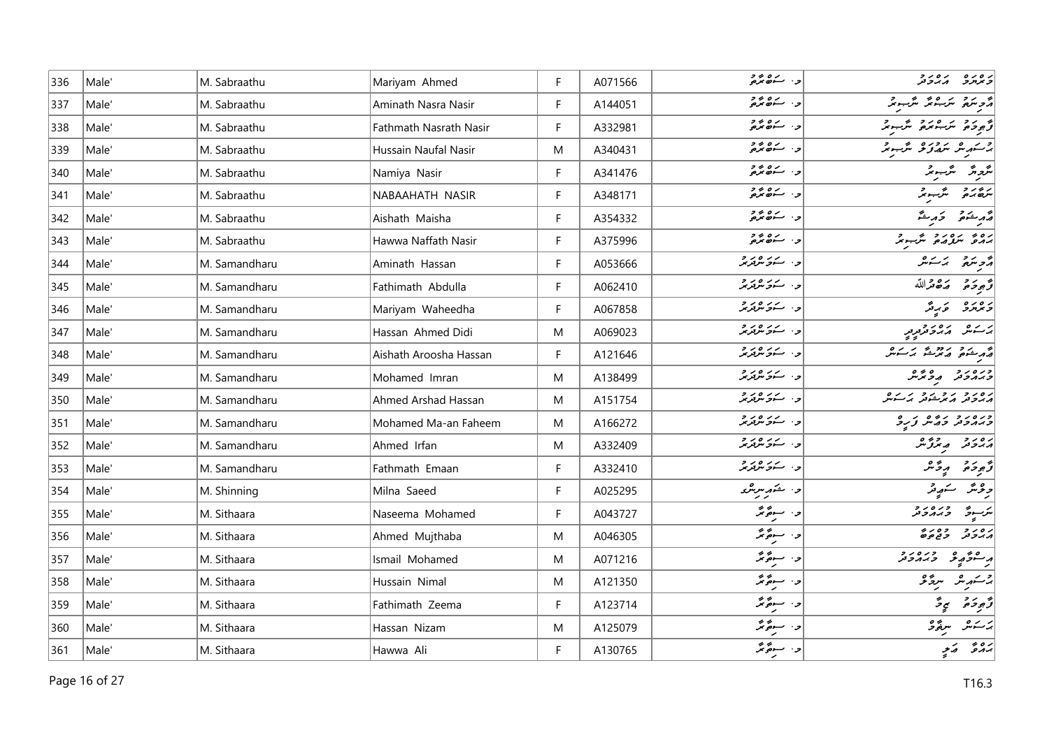| 336 | Male' | M. Sabraathu | Mariyam Ahmed | F | A071566 | މ. ސަބްރާތު | މަރިޔަމް އަޙްމަދު |
|---|---|---|---|---|---|---|---|
| 337 | Male' | M. Sabraathu | Aminath Nasra Nasir | F | A144051 | މ. ސަބްރާތު | އާމިނަތު ނަސްރާ ނާސިރު |
| 338 | Male' | M. Sabraathu | Fathmath Nasrath Nasir | F | A332981 | މ. ސަބްރާތު | ފާތިމަތު ނަސްރަތު ނާސިރު |
| 339 | Male' | M. Sabraathu | Hussain Naufal Nasir | M | A340431 | މ. ސަބްރާތު | ޙުސައިން ނައުފަލް ނާސިރު |
| 340 | Male' | M. Sabraathu | Namiya Nasir | F | A341476 | މ. ސަބްރާތު | ނާމިޔާ ނާސިރު |
| 341 | Male' | M. Sabraathu | NABAAHATH NASIR | F | A348171 | މ. ސަބްރާތު | ނަބާހަތު ނާސިރު |
| 342 | Male' | M. Sabraathu | Aishath Maisha | F | A354332 | މ. ސަބްރާތު | އާއިޝަތު މައިޝާ |
| 343 | Male' | M. Sabraathu | Hawwa Naffath Nasir | F | A375996 | މ. ސަބްރާތު | ޙައްވާ ނައްފަތު ނާސިރު |
| 344 | Male' | M. Samandharu | Aminath Hassan | F | A053666 | މ. ސަމަންދަރު | އާމިނަތު ޙަސަން |
| 345 | Male' | M. Samandharu | Fathimath Abdulla | F | A062410 | މ. ސަމަންދަރު | ފާތިމަތު ޢަބްދުﷲ |
| 346 | Male' | M. Samandharu | Mariyam Waheedha | F | A067858 | މ. ސަމަންދަރު | މަރިޔަމް ވަޙީދާ |
| 347 | Male' | M. Samandharu | Hassan Ahmed Didi | M | A069023 | މ. ސަމަންދަރު | ޙަސަން އަޙްމަދުދީދީ |
| 348 | Male' | M. Samandharu | Aishath Aroosha Hassan | F | A121646 | މ. ސަމަންދަރު | އާއިޝަތު އަރޫޝާ ޙަސަން |
| 349 | Male' | M. Samandharu | Mohamed Imran | M | A138499 | މ. ސަމަންދަރު | މުޙައްމަދު އިމްރާން |
| 350 | Male' | M. Samandharu | Ahmed Arshad Hassan | M | A151754 | މ. ސަމަންދަރު | އަޙްމަދު އަރުޝަދު ޙަސަން |
| 351 | Male' | M. Samandharu | Mohamed Ma-an Faheem | M | A166272 | މ. ސަމަންދަރު | މުޙައްމަދު މަޢަން ފަހީމް |
| 352 | Male' | M. Samandharu | Ahmed Irfan | M | A332409 | މ. ސަމަންދަރު | އަޙްމަދު ޢިރުފާން |
| 353 | Male' | M. Samandharu | Fathmath Emaan | F | A332410 | މ. ސަމަންދަރު | ފާތިމަތު އީމާން |
| 354 | Male' | M. Shinning | Milna Saeed | F | A025295 | މ. ޝައިނިންގ | މިލްނާ ސައީދު |
| 355 | Male' | M. Sithaara | Naseema Mohamed | F | A043727 | މ. ސިތާރާ | ނަސީމާ މުޙައްމަދު |
| 356 | Male' | M. Sithaara | Ahmed Mujthaba | M | A046305 | މ. ސިތާރާ | އަޙްމަދު މުޖްތަބާ |
| 357 | Male' | M. Sithaara | Ismail Mohamed | M | A071216 | މ. ސިތާރާ | އިސްމާޢީލް މުޙައްމަދު |
| 358 | Male' | M. Sithaara | Hussain Nimal | M | A121350 | މ. ސިތާރާ | ޙުސައިން ނިމާލް |
| 359 | Male' | M. Sithaara | Fathimath Zeema | F | A123714 | މ. ސިތާރާ | ފާތިމަތު ޒީމާ |
| 360 | Male' | M. Sithaara | Hassan Nizam | M | A125079 | މ. ސިތާރާ | ޙަސަން ނިޒާމް |
| 361 | Male' | M. Sithaara | Hawwa Ali | F | A130765 | މ. ސިތާރާ | ޙައްވާ ޢަލި |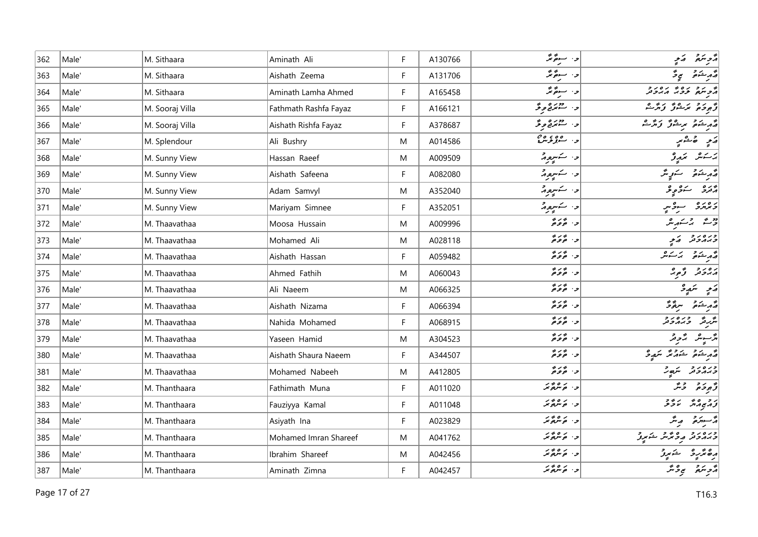| 362 | Male' | M. Sithaara | Aminath Ali | F | A130766 | މ. ސިތާރާ | އާމިނަތު އަލި |
|---|---|---|---|---|---|---|---|
| 363 | Male' | M. Sithaara | Aishath Zeema | F | A131706 | މ. ސިތާރާ | އައިށަތު ޒީމާ |
| 364 | Male' | M. Sithaara | Aminath Lamha Ahmed | F | A165458 | މ. ސިތާރާ | އާމިނަތު ލަމްހާ އަޙްމަދު |
| 365 | Male' | M. Sooraj Villa | Fathmath Rashfa Fayaz | F | A166121 | މ. ސޫރަޖްވިލާ | ފާތިމަތު ރަޝްފާ ފައްޔާޒް |
| 366 | Male' | M. Sooraj Villa | Aishath Rishfa Fayaz | F | A378687 | މ. ސޫރަޖްވިލާ | އައިށަތު ރިޝްފާ ފައްޔާޒް |
| 367 | Male' | M. Splendour | Ali Bushry | M | A014586 | މ. ސްޕްލެންޑަރ | އަލި ބުޝްރީ |
| 368 | Male' | M. Sunny View | Hassan Raeef | M | A009509 | މ. ސަނީވިއު | ހަސަން ރައީފް |
| 369 | Male' | M. Sunny View | Aishath Safeena | F | A082080 | މ. ސަނީވިއު | އައިށަތު ސަފީނާ |
| 370 | Male' | M. Sunny View | Adam Samvyl | M | A352040 | މ. ސަނީވިއު | އާދަމް ސަމްވިލް |
| 371 | Male' | M. Sunny View | Mariyam Simnee | F | A352051 | މ. ސަނީވިއު | މަރިޔަމް ސިމްނީ |
| 372 | Male' | M. Thaavathaa | Moosa Hussain | M | A009996 | މ. ތާވަތާ | މޫސާ ހުސައިން |
| 373 | Male' | M. Thaavathaa | Mohamed Ali | M | A028118 | މ. ތާވަތާ | މުޙައްމަދު އަލި |
| 374 | Male' | M. Thaavathaa | Aishath Hassan | F | A059482 | މ. ތާވަތާ | އައިށަތު ހަސަން |
| 375 | Male' | M. Thaavathaa | Ahmed Fathih | M | A060043 | މ. ތާވަތާ | އަޙްމަދު ފާތިޙް |
| 376 | Male' | M. Thaavathaa | Ali Naeem | M | A066325 | މ. ތާވަތާ | އަލި ނައީމް |
| 377 | Male' | M. Thaavathaa | Aishath Nizama | F | A066394 | މ. ތާވަތާ | އައިށަތު ނިޒާމާ |
| 378 | Male' | M. Thaavathaa | Nahida Mohamed | F | A068915 | މ. ތާވަތާ | ނާހިދާ މުޙައްމަދު |
| 379 | Male' | M. Thaavathaa | Yaseen Hamid | M | A304523 | މ. ތާވަތާ | ޔާސީން ހާމިދު |
| 380 | Male' | M. Thaavathaa | Aishath Shaura Naeem | F | A344507 | މ. ތާވަތާ | އައިށަތު ޝައުރާ ނައީމް |
| 381 | Male' | M. Thaavathaa | Mohamed Nabeeh | M | A412805 | މ. ތާވަތާ | މުޙައްމަދު ނަބީހު |
| 382 | Male' | M. Thanthaara | Fathimath Muna | F | A011020 | މ. ތަންތާރަ | ފާތިމަތު މުނާ |
| 383 | Male' | M. Thanthaara | Fauziyya Kamal | F | A011048 | މ. ތަންތާރަ | ފައުޒިއްޔާ ކަމާލް |
| 384 | Male' | M. Thanthaara | Asiyath Ina | F | A023829 | މ. ތަންތާރަ | އާސިޔަތު އިނާ |
| 385 | Male' | M. Thanthaara | Mohamed Imran Shareef | M | A041762 | މ. ތަންތާރަ | މުޙައްމަދު އިމްރާން ޝަރީފް |
| 386 | Male' | M. Thanthaara | Ibrahim Shareef | M | A042456 | މ. ތަންތާރަ | އިބްރާހީމް ޝަރީފް |
| 387 | Male' | M. Thanthaara | Aminath Zimna | F | A042457 | މ. ތަންތާރަ | އާމިނަތު ޒިމްނާ |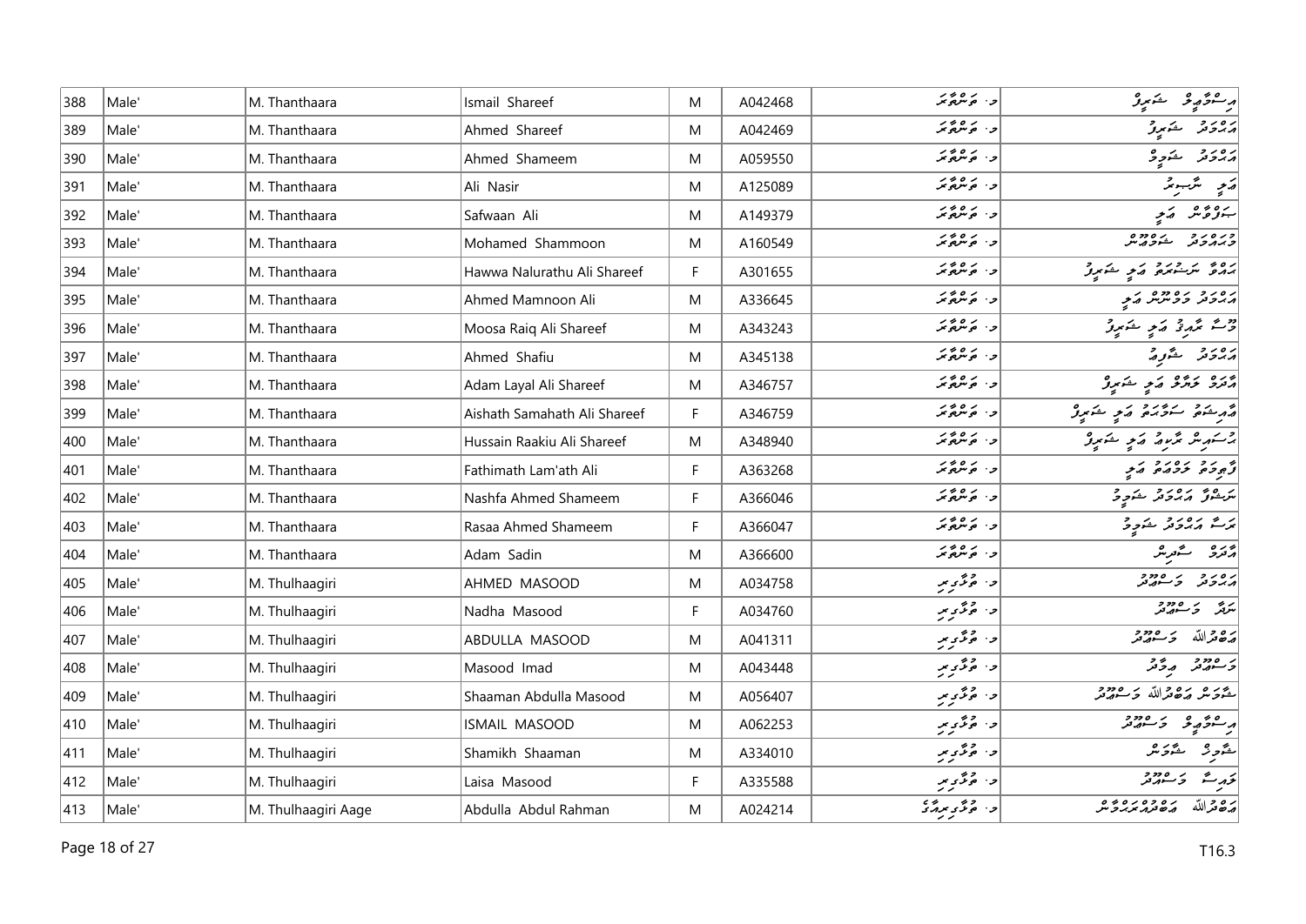| 388 | Male' | M. Thanthaara | Ismail Shareef | M | A042468 | މ. ތަންތާރަ | އިސްމާޢީލް ޝަރީފް |
|---|---|---|---|---|---|---|---|
| 389 | Male' | M. Thanthaara | Ahmed Shareef | M | A042469 | މ. ތަންތާރަ | އަޙްމަދު ޝަރީފް |
| 390 | Male' | M. Thanthaara | Ahmed Shameem | M | A059550 | މ. ތަންތާރަ | އަޙްމަދު ޝަމީމް |
| 391 | Male' | M. Thanthaara | Ali Nasir | M | A125089 | މ. ތަންތާރަ | އަލި ނާސިރު |
| 392 | Male' | M. Thanthaara | Safwaan Ali | M | A149379 | މ. ތަންތާރަ | ސަފްވާން އަލި |
| 393 | Male' | M. Thanthaara | Mohamed Shammoon | M | A160549 | މ. ތަންތާރަ | މުޙައްމަދު ޝައްމޫން |
| 394 | Male' | M. Thanthaara | Hawwa Nalurathu Ali Shareef | F | A301655 | މ. ތަންތާރަ | ހައްވާ ނަލުރަތު އަލި ޝަރީފް |
| 395 | Male' | M. Thanthaara | Ahmed Mamnoon Ali | M | A336645 | މ. ތަންތާރަ | އަޙްމަދު މަމްނޫން އަލި |
| 396 | Male' | M. Thanthaara | Moosa Raiq Ali Shareef | M | A343243 | މ. ތަންތާރަ | މޫސާ ރާއިޤު އަލި ޝަރީފް |
| 397 | Male' | M. Thanthaara | Ahmed Shafiu | M | A345138 | މ. ތަންތާރަ | އަޙްމަދު ޝާފިއު |
| 398 | Male' | M. Thanthaara | Adam Layal Ali Shareef | M | A346757 | މ. ތަންތާރަ | އާދަމް ލަޔާލް އަލި ޝަރީފް |
| 399 | Male' | M. Thanthaara | Aishath Samahath Ali Shareef | F | A346759 | މ. ތަންތާރަ | އާއިޝަތު ސަމާހަތު އަލި ޝަރީފް |
| 400 | Male' | M. Thanthaara | Hussain Raakiu Ali Shareef | M | A348940 | މ. ތަންތާރަ | ހުސައިން ރާކިއު އަލި ޝަރީފް |
| 401 | Male' | M. Thanthaara | Fathimath Lam'ath Ali | F | A363268 | މ. ތަންތާރަ | ފާތިމަތު ލަމްޢަތު އަލި |
| 402 | Male' | M. Thanthaara | Nashfa Ahmed Shameem | F | A366046 | މ. ތަންތާރަ | ނަޝްފާ އަޙްމަދު ޝަމީމް |
| 403 | Male' | M. Thanthaara | Rasaa Ahmed Shameem | F | A366047 | މ. ތަންތާރަ | ރަސާ އަޙްމަދު ޝަމީމް |
| 404 | Male' | M. Thanthaara | Adam Sadin | M | A366600 | މ. ތަންތާރަ | އާދަމް ސާދިން |
| 405 | Male' | M. Thulhaagiri | AHMED MASOOD | M | A034758 | މ. ތުޅާގިރި | އަޙްމަދު މަސްޢޫދު |
| 406 | Male' | M. Thulhaagiri | Nadha Masood | F | A034760 | މ. ތުޅާގިރި | ނަދާ މަސްޢޫދު |
| 407 | Male' | M. Thulhaagiri | ABDULLA MASOOD | M | A041311 | މ. ތުޅާގިރި | އަބްދުﷲ މަސްޢޫދު |
| 408 | Male' | M. Thulhaagiri | Masood Imad | M | A043448 | މ. ތުޅާގިރި | މަސްޢޫދު އިމާދު |
| 409 | Male' | M. Thulhaagiri | Shaaman Abdulla Masood | M | A056407 | މ. ތުޅާގިރި | ޝާމަން އަބްދުﷲ މަސްޢޫދު |
| 410 | Male' | M. Thulhaagiri | ISMAIL MASOOD | M | A062253 | މ. ތުޅާގިރި | އިސްމާޢީލް މަސްޢޫދު |
| 411 | Male' | M. Thulhaagiri | Shamikh Shaaman | M | A334010 | މ. ތުޅާގިރި | ޝާމިޚް ޝާމަން |
| 412 | Male' | M. Thulhaagiri | Laisa Masood | F | A335588 | މ. ތުޅާގިރި | ލައިސާ މަސްޢޫދު |
| 413 | Male' | M. Thulhaagiri Aage | Abdulla Abdul Rahman | M | A024214 | މ. ތުޅާގިރިއާގެ | އަބްދުﷲ އަބްދުއްރަޙްމާން |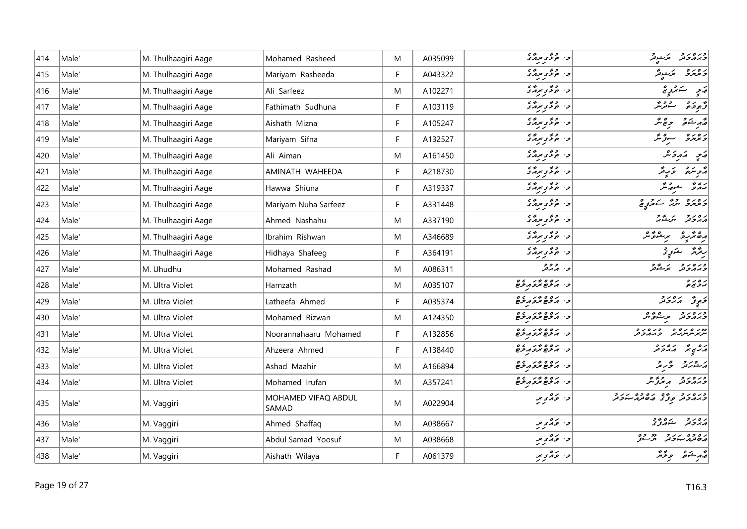| 414 | Male' | M. Thulhaagiri Aage | Mohamed Rasheed | M | A035099 | މ. ތުޅާގިރިއާގެ | މުހައްމަދު ރަޝީދު |
|---|---|---|---|---|---|---|---|
| 415 | Male' | M. Thulhaagiri Aage | Mariyam Rasheeda | F | A043322 | މ. ތުޅާގިރިއާގެ | މަރިޔަމް ރަޝީދާ |
| 416 | Male' | M. Thulhaagiri Aage | Ali Sarfeez | M | A102271 | މ. ތުޅާގިރިއާގެ | އަލި ސަރފީޒް |
| 417 | Male' | M. Thulhaagiri Aage | Fathimath Sudhuna | F | A103119 | މ. ތުޅާގިރިއާގެ | ފާތިމަތު ސުދުނާ |
| 418 | Male' | M. Thulhaagiri Aage | Aishath Mizna | F | A105247 | މ. ތުޅާގިރިއާގެ | އައިޝަތު މިޒްނާ |
| 419 | Male' | M. Thulhaagiri Aage | Mariyam Sifna | F | A132527 | މ. ތުޅާގިރިއާގެ | މަރިޔަމް ސިފްނާ |
| 420 | Male' | M. Thulhaagiri Aage | Ali Aiman | M | A161450 | މ. ތުޅާގިރިއާގެ | އަލި އައިމަން |
| 421 | Male' | M. Thulhaagiri Aage | AMINATH WAHEEDA | F | A218730 | މ. ތުޅާގިރިއާގެ | އާމިނަތު ވަހީދާ |
| 422 | Male' | M. Thulhaagiri Aage | Hawwa Shiuna | F | A319337 | މ. ތުޅާގިރިއާގެ | ހައްވާ ޝިއުނާ |
| 423 | Male' | M. Thulhaagiri Aage | Mariyam Nuha Sarfeez | F | A331448 | މ. ތުޅާގިރިއާގެ | މަރިޔަމް ނުހާ ސަރފީޒް |
| 424 | Male' | M. Thulhaagiri Aage | Ahmed Nashahu | M | A337190 | މ. ތުޅާގިރިއާގެ | އަހުމަދު ނަޝާހު |
| 425 | Male' | M. Thulhaagiri Aage | Ibrahim Rishwan | M | A346689 | މ. ތުޅާގިރިއާގެ | އިބްރާހީމް ރިޝްވާން |
| 426 | Male' | M. Thulhaagiri Aage | Hidhaya Shafeeg | F | A364191 | މ. ތުޅާގިރިއާގެ | ހިދާޔާ ޝަފީގު |
| 427 | Male' | M. Uhudhu | Mohamed Rashad | M | A086311 | މ. އުހުދު | މުހައްމަދު ރަޝާދު |
| 428 | Male' | M. Ultra Violet | Hamzath | M | A035107 | މ. އަލްޓްރާވަޔަލެޓް | ހަމްޒަތު |
| 429 | Male' | M. Ultra Violet | Latheefa Ahmed | F | A035374 | މ. އަލްޓްރާވަޔަލެޓް | ލަތީފާ އަހުމަދު |
| 430 | Male' | M. Ultra Violet | Mohamed Rizwan | M | A124350 | މ. އަލްޓްރާވަޔަލެޓް | މުހައްމަދު ރިޒްވާން |
| 431 | Male' | M. Ultra Violet | Noorannahaaru Mohamed | F | A132856 | މ. އަލްޓްރާވަޔަލެޓް | ނޫރަންނަހާރު މުހައްމަދު |
| 432 | Male' | M. Ultra Violet | Ahzeera Ahmed | F | A138440 | މ. އަލްޓްރާވަޔަލެޓް | އަޙްޒީރާ އަހުމަދު |
| 433 | Male' | M. Ultra Violet | Ashad Maahir | M | A166894 | މ. އަލްޓްރާވަޔަލެޓް | އަޝްހަދު މާހިރު |
| 434 | Male' | M. Ultra Violet | Mohamed Irufan | M | A357241 | މ. އަލްޓްރާވަޔަލެޓް | މުހައްމަދު އިރުފާން |
| 435 | Male' | M. Vaggiri | MOHAMED VIFAQ ABDUL SAMAD | M | A022904 | މ. ވަގްގިރި | މުހައްމަދު ވިފާޤް އަބްދުލްސަމަދު |
| 436 | Male' | M. Vaggiri | Ahmed Shaffaq | M | A038667 | މ. ވަގްގިރި | އަހުމަދު ޝައްފާޤު |
| 437 | Male' | M. Vaggiri | Abdul Samad Yoosuf | M | A038668 | މ. ވަގްގިރި | އަބްދުލްސަމަދު ޔޫސުފް |
| 438 | Male' | M. Vaggiri | Aishath Wilaya | F | A061379 | މ. ވަގްގިރި | އައިޝަތު ވިލާޔާ |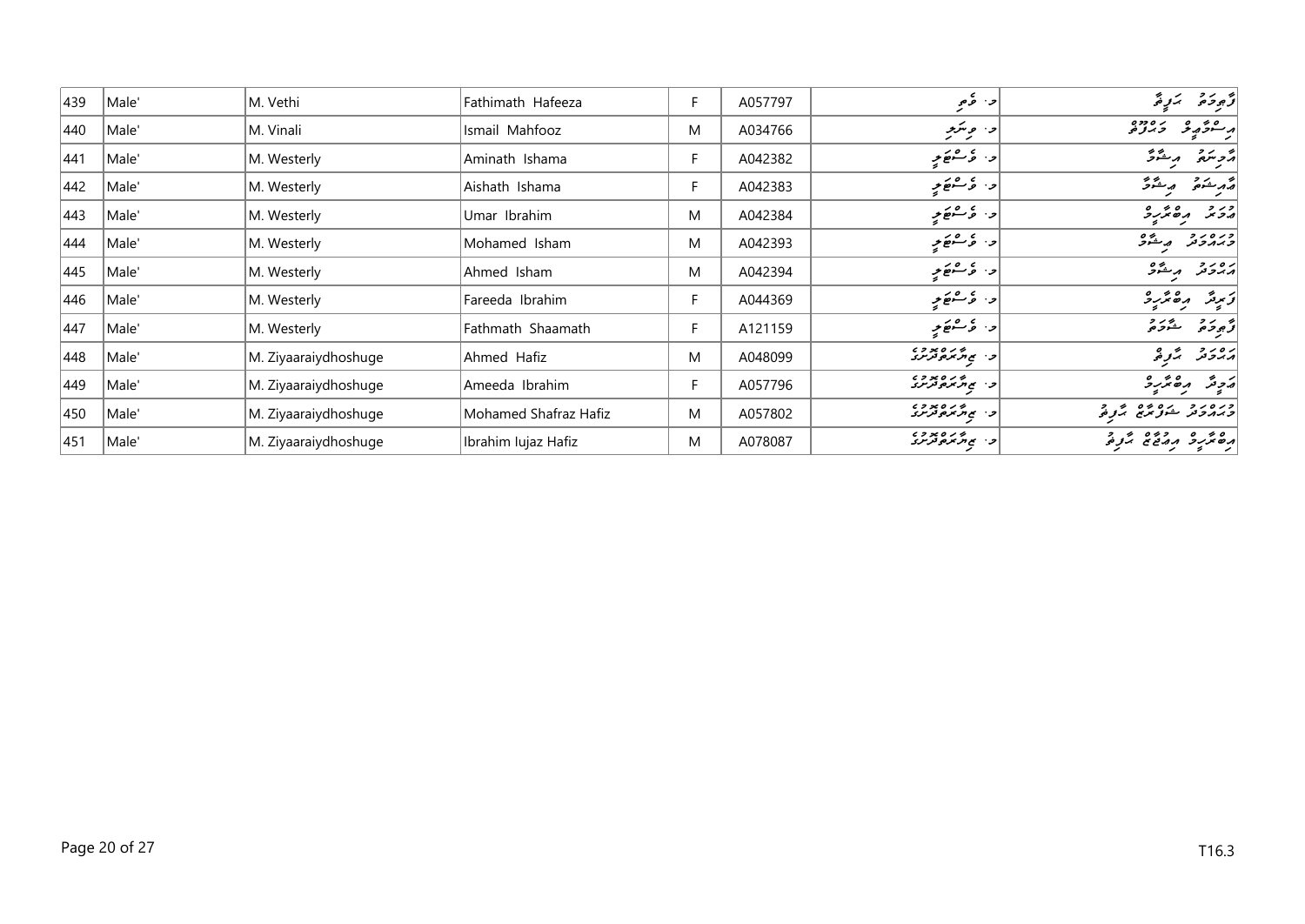| 439 | Male' | M. Vethi | Fathimath Hafeeza | F | A057797 | މ. ވެތި | ފާތިމަތު ހަފީޒާ |
|---|---|---|---|---|---|---|---|
| 440 | Male' | M. Vinali | Ismail Mahfooz | M | A034766 | މ. ވިނަލި | އިސްމާއީލް މަޙްފޫޒު |
| 441 | Male' | M. Westerly | Aminath Ishama | F | A042382 | މ. ވެސްޓަލީ | އާމިނަތު އިޝާމާ |
| 442 | Male' | M. Westerly | Aishath Ishama | F | A042383 | މ. ވެސްޓަލީ | އާއިޝަތު އިޝާމާ |
| 443 | Male' | M. Westerly | Umar Ibrahim | M | A042384 | މ. ވެސްޓަލީ | އުމަރު އިބްރާހީމް |
| 444 | Male' | M. Westerly | Mohamed Isham | M | A042393 | މ. ވެސްޓަލީ | މުޙައްމަދު އިޝާމް |
| 445 | Male' | M. Westerly | Ahmed Isham | M | A042394 | މ. ވެސްޓަލީ | އަޙްމަދު އިޝާމް |
| 446 | Male' | M. Westerly | Fareeda Ibrahim | F | A044369 | މ. ވެސްޓަލީ | ފަރީދާ އިބްރާހީމް |
| 447 | Male' | M. Westerly | Fathmath Shaamath | F | A121159 | މ. ވެސްޓަލީ | ފާތިމަތު ޝާމަތު |
| 448 | Male' | M. Ziyaaraiydhoshuge | Ahmed Hafiz | M | A048099 | މ. ޒިޔާރަތްދޮށުގެ | އަޙްމަދު ހާފިޒު |
| 449 | Male' | M. Ziyaaraiydhoshuge | Ameeda Ibrahim | F | A057796 | މ. ޒިޔާރަތްދޮށުގެ | އަމީދާ އިބްރާހީމް |
| 450 | Male' | M. Ziyaaraiydhoshuge | Mohamed Shafraz Hafiz | M | A057802 | މ. ޒިޔާރަތްދޮށުގެ | މުޙައްމަދު ޝަފްރާޒް ހާފިޒު |
| 451 | Male' | M. Ziyaaraiydhoshuge | Ibrahim Iujaz Hafiz | M | A078087 | މ. ޒިޔާރަތްދޮށުގެ | އިބްރާހީމް އިއުޖާޒް ހާފިޒު |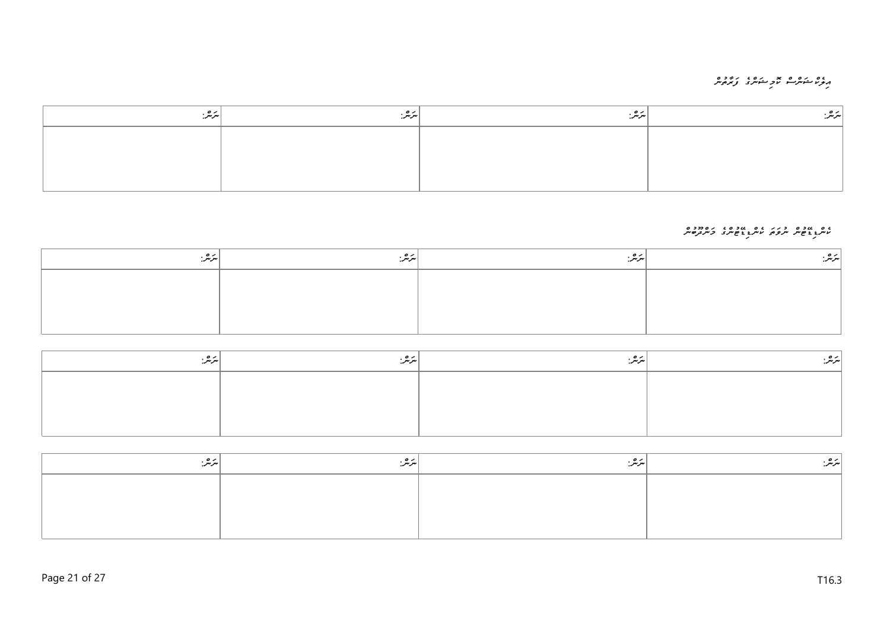# ދިވެހިރަށްރަށް ކޮމިޝަނުގެ ފަރާތުން

| ނަން: | ނަން: | ނަން: | ނަން: |
|---|---|---|---|
| | | | |

## ކައުންސިލް ނުވަތަ ކައުންސިލްތަކުގެ މެންބަރުން

| ނަން: | ނަން: | ނަން: | ނަން: |
|---|---|---|---|
| | | | |

| ނަން: | ނަން: | ނަން: | ނަން: |
|---|---|---|---|
| | | | |

| ނަން: | ނަން: | ނަން: | ނަން: |
|---|---|---|---|
| | | | |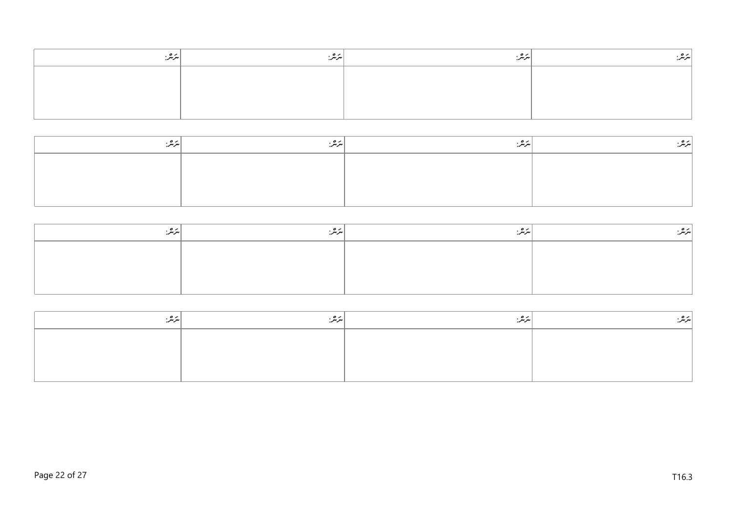| ނަންބަރ: | ނަންބަރ: | ނަންބަރ: | ނަންބަރ: |
|---|---|---|---|
| | | | |

| ނަންބަރ: | ނަންބަރ: | ނަންބަރ: | ނަންބަރ: |
|---|---|---|---|
| | | | |

| ނަންބަރ: | ނަންބަރ: | ނަންބަރ: | ނަންބަރ: |
|---|---|---|---|
| | | | |

| ނަންބަރ: | ނަންބަރ: | ނަންބަރ: | ނަންބަރ: |
|---|---|---|---|
| | | | |

T16.3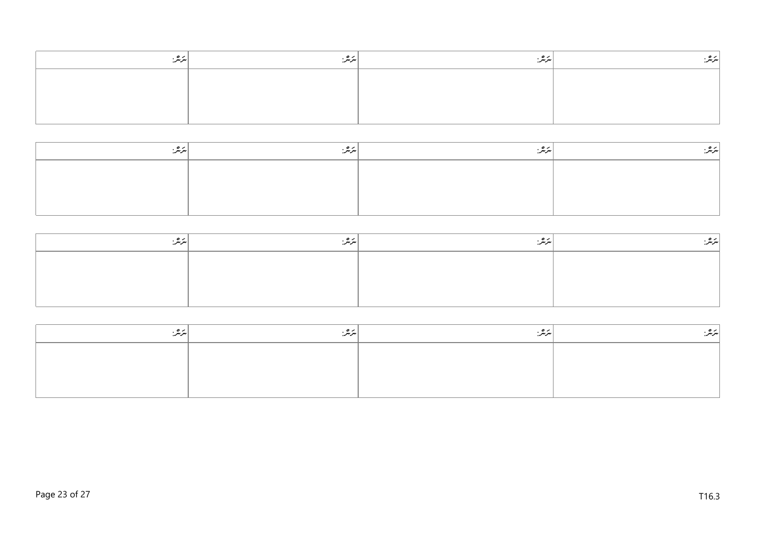| ނަރުނ: | ނަރުނ: | ނަރުނ: | ނަރުނ: |
| --- | --- | --- | --- |
| | | | |

| ނަރުނ: | ނަރުނ: | ނަރުނ: | ނަރުނ: |
| --- | --- | --- | --- |
| | | | |

| ނަރުނ: | ނަރުނ: | ނަރުނ: | ނަރުނ: |
| --- | --- | --- | --- |
| | | | |

| ނަރުނ: | ނަރުނ: | ނަރުނ: | ނަރުނ: |
| --- | --- | --- | --- |
| | | | |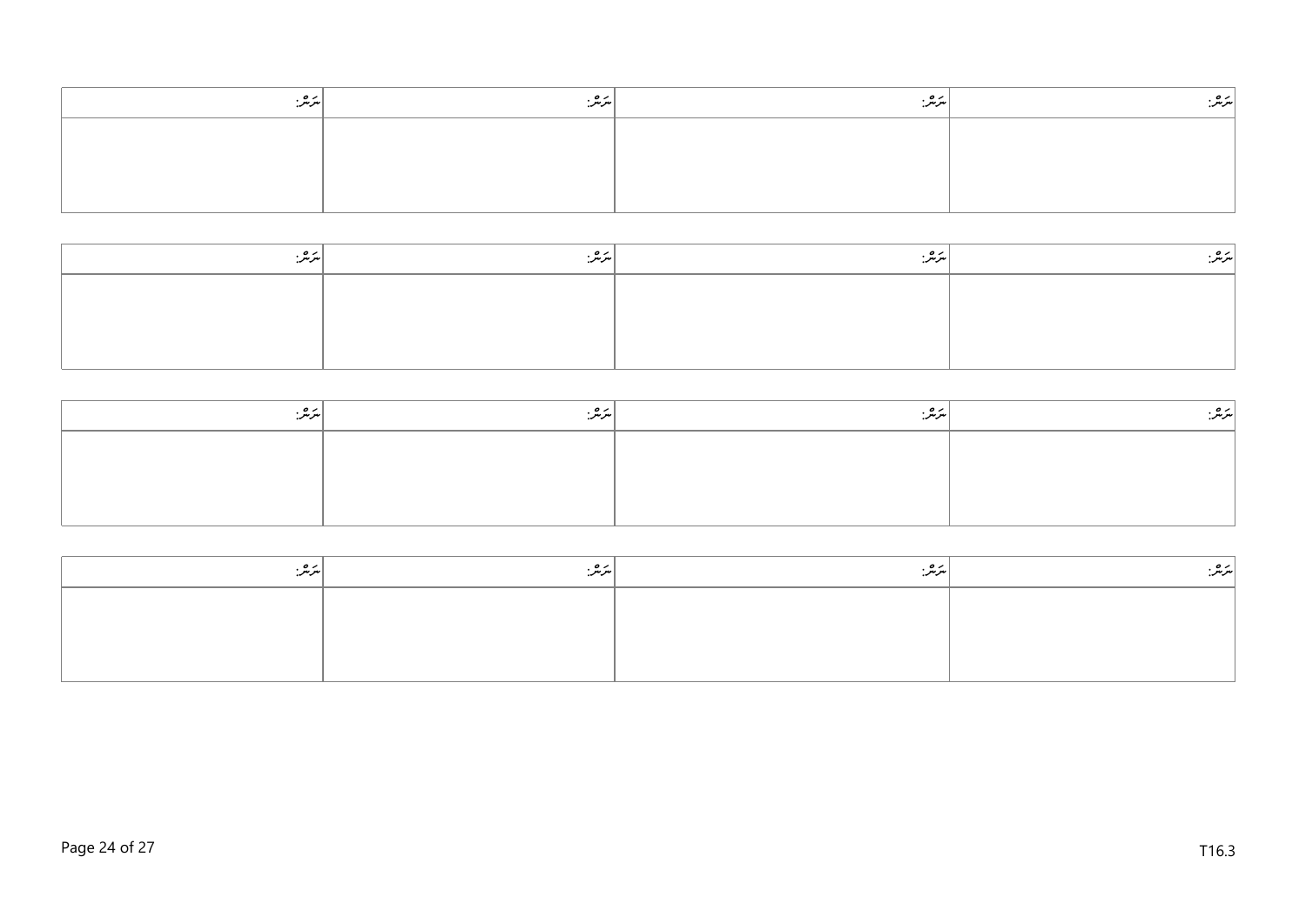| ނަރަދ: | ނަރަދ: | ނަރަދ: | ނަރަދ: |
| --- | --- | --- | --- |
| | | | |

| ނަރަދ: | ނަރަދ: | ނަރަދ: | ނަރަދ: |
| --- | --- | --- | --- |
| | | | |

| ނަރަދ: | ނަރަދ: | ނަރަދ: | ނަރަދ: |
| --- | --- | --- | --- |
| | | | |

| ނަރަދ: | ނަރަދ: | ނަރަދ: | ނަރަދ: |
| --- | --- | --- | --- |
| | | | |

T16.3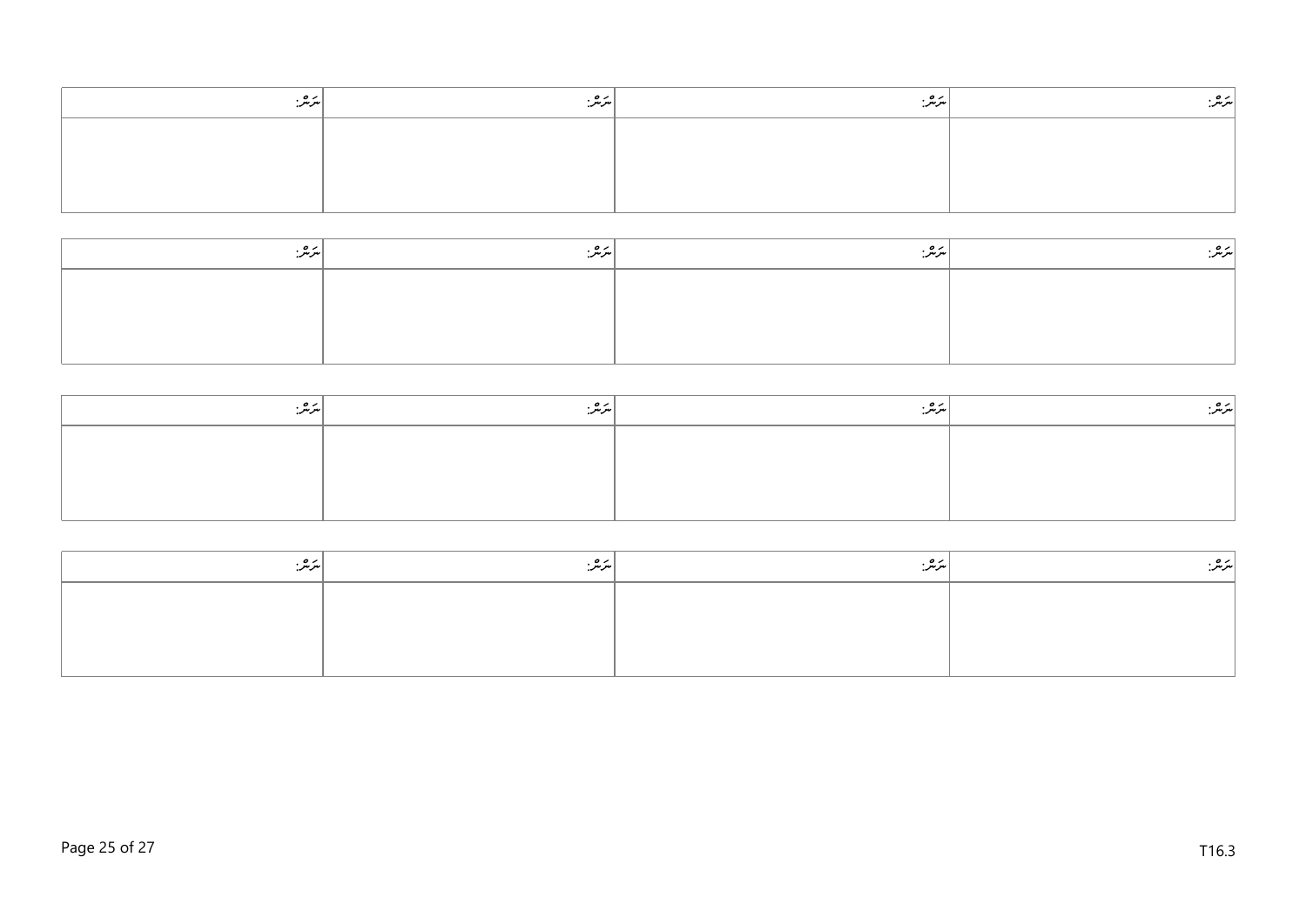| ނަރުދ: | ނަރުދ: | ނަރުދ: | ނަރުދ: |
| --- | --- | --- | --- |
| | | | |

| ނަރުދ: | ނަރުދ: | ނަރުދ: | ނަރުދ: |
| --- | --- | --- | --- |
| | | | |

| ނަރުދ: | ނަރުދ: | ނަރުދ: | ނަރުދ: |
| --- | --- | --- | --- |
| | | | |

| ނަރުދ: | ނަރުދ: | ނަރުދ: | ނަރުދ: |
| --- | --- | --- | --- |
| | | | |

T16.3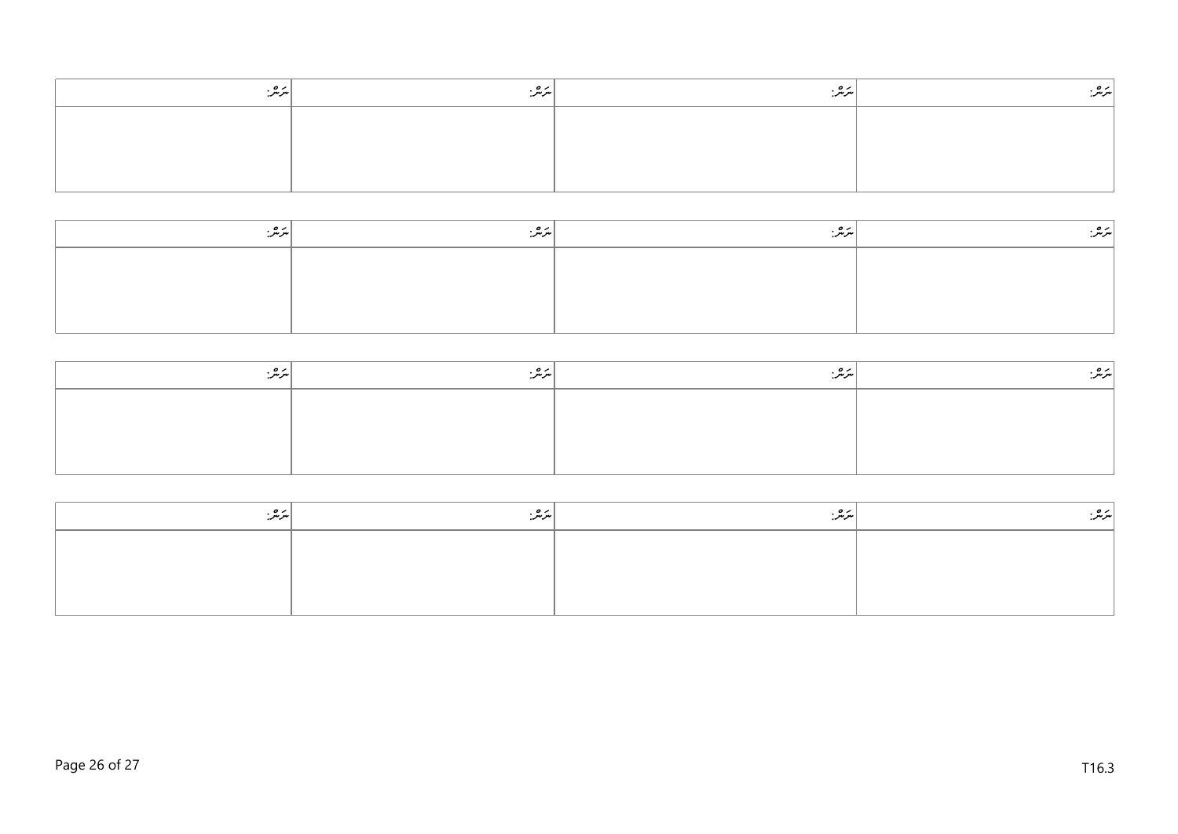| ނަރުދ: | ނަރުދ: | ނަރުދ: | ނަރުދ: |
| --- | --- | --- | --- |
| | | | |

| ނަރުދ: | ނަރުދ: | ނަރުދ: | ނަރުދ: |
| --- | --- | --- | --- |
| | | | |

| ނަރުދ: | ނަރުދ: | ނަރުދ: | ނަރުދ: |
| --- | --- | --- | --- |
| | | | |

| ނަރުދ: | ނަރުދ: | ނަރުދ: | ނަރުދ: |
| --- | --- | --- | --- |
| | | | |

T16.3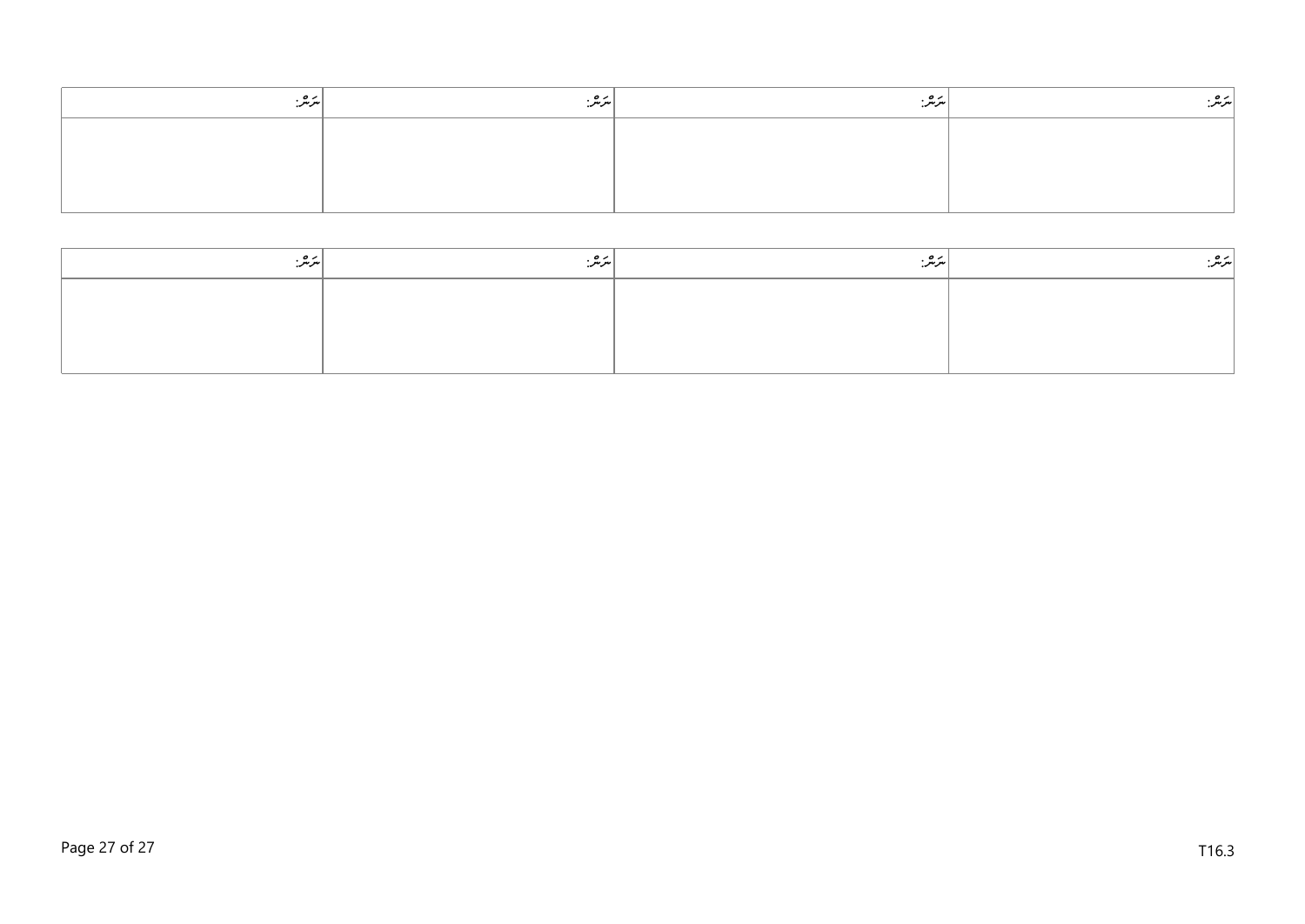| ނަރުދ: | ނަރުދ: | ނަރުދ: | ނަރުދ: |
| --- | --- | --- | --- |
| | | | |

| ނަރުދ: | ނަރުދ: | ނަރުދ: | ނަރުދ: |
| --- | --- | --- | --- |
| | | | |